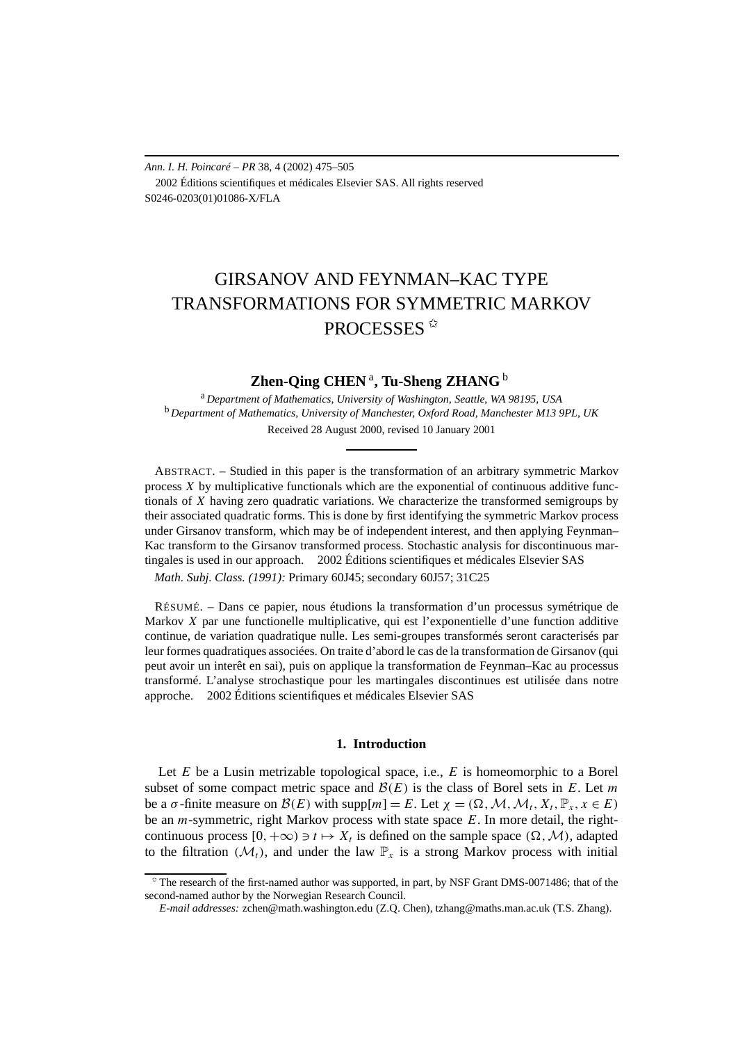# GIRSANOV AND FEYNMAN–KAC TYPE TRANSFORMATIONS FOR SYMMETRIC MARKOV PROCESSES [☆]

**Zhen-Qing CHEN** [a], **Tu-Sheng ZHANG** [b]

[a] *Department of Mathematics, University of Washington, Seattle, WA 98195, USA*
[b] *Department of Mathematics, University of Manchester, Oxford Road, Manchester M13 9PL, UK*

Received 28 August 2000, revised 10 January 2001

ABSTRACT. – Studied in this paper is the transformation of an arbitrary symmetric Markov process $X$ by multiplicative functionals which are the exponential of continuous additive functionals of $X$ having zero quadratic variations. We characterize the transformed semigroups by their associated quadratic forms. This is done by first identifying the symmetric Markov process under Girsanov transform, which may be of independent interest, and then applying Feynman–Kac transform to the Girsanov transformed process. Stochastic analysis for discontinuous martingales is used in our approach. © 2002 Éditions scientifiques et médicales Elsevier SAS

*Math. Subj. Class. (1991):* Primary 60J45; secondary 60J57; 31C25

RÉSUMÉ. – Dans ce papier, nous étudions la transformation d'un processus symétrique de Markov $X$ par une functionelle multiplicative, qui est l'exponentielle d'une function additive continue, de variation quadratique nulle. Les semi-groupes transformés seront caracterisés par leur formes quadratiques associées. On traite d'abord le cas de la transformation de Girsanov (qui peut avoir un interêt en sai), puis on applique la transformation de Feynman–Kac au processus transformé. L'analyse strochastique pour les martingales discontinues est utilisée dans notre approche. © 2002 Éditions scientifiques et médicales Elsevier SAS

## 1. Introduction

Let $E$ be a Lusin metrizable topological space, i.e., $E$ is homeomorphic to a Borel subset of some compact metric space and $\mathcal{B}(E)$ is the class of Borel sets in $E$. Let $m$ be a $\sigma$-finite measure on $\mathcal{B}(E)$ with $\text{supp}[m] = E$. Let $\chi = (\Omega, \mathcal{M}, \mathcal{M}_t, X_t, \mathbb{P}_x, x \in E)$ be an $m$-symmetric, right Markov process with state space $E$. In more detail, the right-continuous process $[0, +\infty) \ni t \mapsto X_t$ is defined on the sample space $(\Omega, \mathcal{M})$, adapted to the filtration $(\mathcal{M}_t)$, and under the law $\mathbb{P}_x$ is a strong Markov process with initial

---

[☆] The research of the first-named author was supported, in part, by NSF Grant DMS-0071486; that of the second-named author by the Norwegian Research Council.

*E-mail addresses:* zchen@math.washington.edu (Z.Q. Chen), tzhang@maths.man.ac.uk (T.S. Zhang).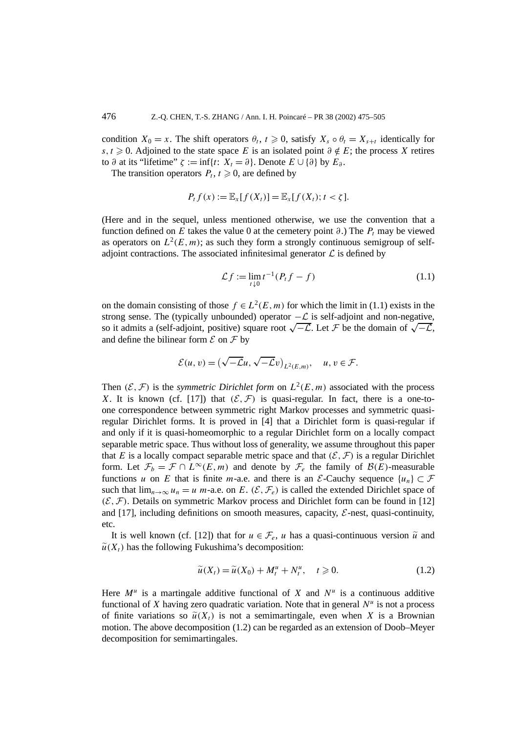condition $X_0 = x$. The shift operators $\theta_t$, $t \geqslant 0$, satisfy $X_s \circ \theta_t = X_{s+t}$ identically for $s, t \geqslant 0$. Adjoined to the state space $E$ is an isolated point $\partial \notin E$; the process $X$ retires to $\partial$ at its "lifetime" $\zeta := \inf\{t\colon X_t = \partial\}$. Denote $E \cup \{\partial\}$ by $E_\partial$.

The transition operators $P_t$, $t \geqslant 0$, are defined by

$$P_t f(x) := \mathbb{E}_x[f(X_t)] = \mathbb{E}_x[f(X_t); t < \zeta].$$

(Here and in the sequel, unless mentioned otherwise, we use the convention that a function defined on $E$ takes the value 0 at the cemetery point $\partial$.) The $P_t$ may be viewed as operators on $L^2(E, m)$; as such they form a strongly continuous semigroup of self-adjoint contractions. The associated infinitesimal generator $\mathcal{L}$ is defined by

$$\mathcal{L} f := \lim_{t \downarrow 0} t^{-1}(P_t f - f) \tag{1.1}$$

on the domain consisting of those $f \in L^2(E, m)$ for which the limit in (1.1) exists in the strong sense. The (typically unbounded) operator $-\mathcal{L}$ is self-adjoint and non-negative, so it admits a (self-adjoint, positive) square root $\sqrt{-\mathcal{L}}$. Let $\mathcal{F}$ be the domain of $\sqrt{-\mathcal{L}}$, and define the bilinear form $\mathcal{E}$ on $\mathcal{F}$ by

$$\mathcal{E}(u, v) = \big(\sqrt{-\mathcal{L}} u, \sqrt{-\mathcal{L}} v\big)_{L^2(E,m)}, \quad u, v \in \mathcal{F}.$$

Then $(\mathcal{E}, \mathcal{F})$ is the *symmetric Dirichlet form* on $L^2(E, m)$ associated with the process $X$. It is known (cf. [17]) that $(\mathcal{E}, \mathcal{F})$ is quasi-regular. In fact, there is a one-to-one correspondence between symmetric right Markov processes and symmetric quasi-regular Dirichlet forms. It is proved in [4] that a Dirichlet form is quasi-regular if and only if it is quasi-homeomorphic to a regular Dirichlet form on a locally compact separable metric space. Thus without loss of generality, we assume throughout this paper that $E$ is a locally compact separable metric space and that $(\mathcal{E}, \mathcal{F})$ is a regular Dirichlet form. Let $\mathcal{F}_b = \mathcal{F} \cap L^\infty(E, m)$ and denote by $\mathcal{F}_e$ the family of $\mathcal{B}(E)$-measurable functions $u$ on $E$ that is finite $m$-a.e. and there is an $\mathcal{E}$-Cauchy sequence $\{u_n\} \subset \mathcal{F}$ such that $\lim_{n\to\infty} u_n = u$ $m$-a.e. on $E$. $(\mathcal{E}, \mathcal{F}_e)$ is called the extended Dirichlet space of $(\mathcal{E}, \mathcal{F})$. Details on symmetric Markov process and Dirichlet form can be found in [12] and [17], including definitions on smooth measures, capacity, $\mathcal{E}$-nest, quasi-continuity, etc.

It is well known (cf. [12]) that for $u \in \mathcal{F}_e$, $u$ has a quasi-continuous version $\widetilde{u}$ and $\widetilde{u}(X_t)$ has the following Fukushima's decomposition:

$$\widetilde{u}(X_t) = \widetilde{u}(X_0) + M_t^u + N_t^u, \quad t \geqslant 0. \tag{1.2}$$

Here $M^u$ is a martingale additive functional of $X$ and $N^u$ is a continuous additive functional of $X$ having zero quadratic variation. Note that in general $N^u$ is not a process of finite variations so $\widetilde{u}(X_t)$ is not a semimartingale, even when $X$ is a Brownian motion. The above decomposition (1.2) can be regarded as an extension of Doob–Meyer decomposition for semimartingales.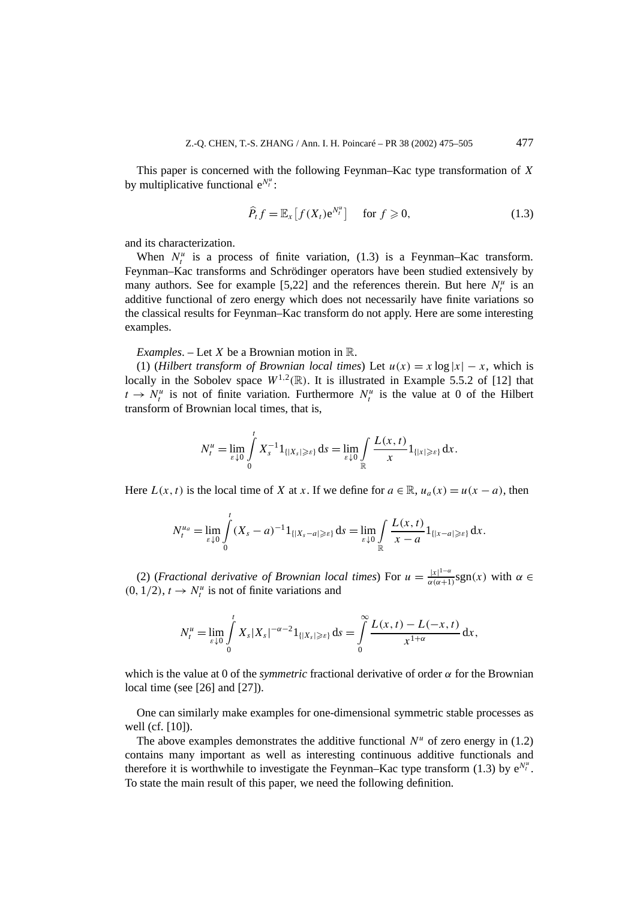This paper is concerned with the following Feynman–Kac type transformation of $X$ by multiplicative functional $e^{N_t^u}$:

$$\widehat{P}_t f = \mathbb{E}_x\big[f(X_t)e^{N_t^u}\big] \quad \text{for } f \geqslant 0, \tag{1.3}$$

and its characterization.

When $N_t^u$ is a process of finite variation, (1.3) is a Feynman–Kac transform. Feynman–Kac transforms and Schrödinger operators have been studied extensively by many authors. See for example [5,22] and the references therein. But here $N_t^u$ is an additive functional of zero energy which does not necessarily have finite variations so the classical results for Feynman–Kac transform do not apply. Here are some interesting examples.

*Examples*. – Let $X$ be a Brownian motion in $\mathbb{R}$.

(1) (*Hilbert transform of Brownian local times*) Let $u(x) = x\log|x| - x$, which is locally in the Sobolev space $W^{1,2}(\mathbb{R})$. It is illustrated in Example 5.5.2 of [12] that $t \to N_t^u$ is not of finite variation. Furthermore $N_t^u$ is the value at 0 of the Hilbert transform of Brownian local times, that is,

$$N_t^u = \lim_{\varepsilon\downarrow 0}\int_0^t X_s^{-1}1_{\{|X_s|\geqslant\varepsilon\}}\,ds = \lim_{\varepsilon\downarrow 0}\int_{\mathbb{R}} \frac{L(x,t)}{x}1_{\{|x|\geqslant\varepsilon\}}\,dx.$$

Here $L(x,t)$ is the local time of $X$ at $x$. If we define for $a \in \mathbb{R}$, $u_a(x) = u(x-a)$, then

$$N_t^{u_a} = \lim_{\varepsilon\downarrow 0}\int_0^t (X_s - a)^{-1}1_{\{|X_s-a|\geqslant\varepsilon\}}\,ds = \lim_{\varepsilon\downarrow 0}\int_{\mathbb{R}} \frac{L(x,t)}{x-a}1_{\{|x-a|\geqslant\varepsilon\}}\,dx.$$

(2) (*Fractional derivative of Brownian local times*) For $u = \frac{|x|^{1-\alpha}}{\alpha(\alpha+1)}\mathrm{sgn}(x)$ with $\alpha \in (0,1/2)$, $t \to N_t^u$ is not of finite variations and

$$N_t^u = \lim_{\varepsilon\downarrow 0}\int_0^t X_s|X_s|^{-\alpha-2}1_{\{|X_s|\geqslant\varepsilon\}}\,ds = \int_0^\infty \frac{L(x,t)-L(-x,t)}{x^{1+\alpha}}\,dx,$$

which is the value at 0 of the *symmetric* fractional derivative of order $\alpha$ for the Brownian local time (see [26] and [27]).

One can similarly make examples for one-dimensional symmetric stable processes as well (cf. [10]).

The above examples demonstrates the additive functional $N^u$ of zero energy in (1.2) contains many important as well as interesting continuous additive functionals and therefore it is worthwhile to investigate the Feynman–Kac type transform (1.3) by $e^{N_t^u}$. To state the main result of this paper, we need the following definition.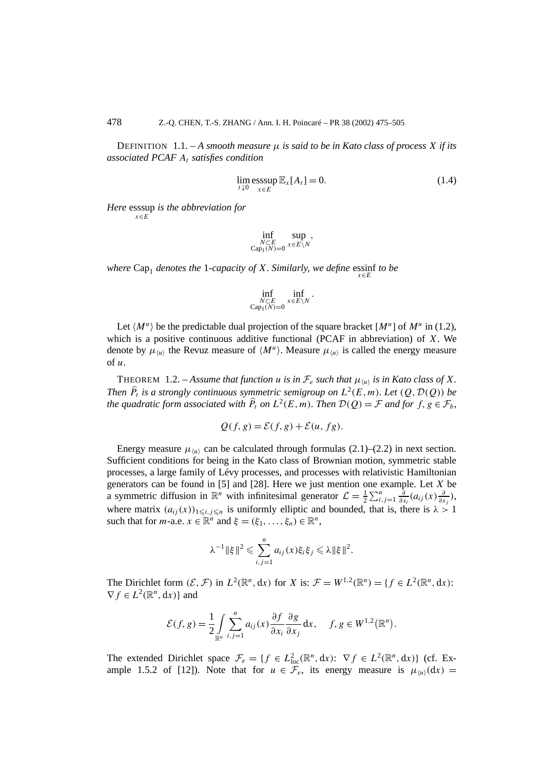DEFINITION 1.1. – *A smooth measure $\mu$ is said to be in Kato class of process $X$ if its associated PCAF $A_t$ satisfies condition*

$$\lim_{t\downarrow 0} \operatorname*{esssup}_{x\in E} \mathbb{E}_x[A_t] = 0. \tag{1.4}$$

*Here* $\operatorname*{esssup}_{x\in E}$ *is the abbreviation for*

$$\inf_{\substack{N\subset E\\ \mathrm{Cap}_1(N)=0}} \sup_{x\in E\setminus N},$$

*where* $\mathrm{Cap}_1$ *denotes the* 1*-capacity of* $X$*. Similarly, we define* $\operatorname*{essinf}_{x\in E}$ *to be*

$$\inf_{\substack{N\subset E\\ \mathrm{Cap}_1(N)=0}} \inf_{x\in E\setminus N}.$$

Let $\langle M^u\rangle$ be the predictable dual projection of the square bracket $[M^u]$ of $M^u$ in (1.2), which is a positive continuous additive functional (PCAF in abbreviation) of $X$. We denote by $\mu_{\langle u\rangle}$ the Revuz measure of $\langle M^u\rangle$. Measure $\mu_{\langle u\rangle}$ is called the energy measure of $u$.

THEOREM 1.2. – *Assume that function $u$ is in $\mathcal{F}_e$ such that $\mu_{\langle u\rangle}$ is in Kato class of $X$. Then $\widehat{P}_t$ is a strongly continuous symmetric semigroup on $L^2(E,m)$. Let $(Q,\mathcal{D}(Q))$ be the quadratic form associated with $\widehat{P}_t$ on $L^2(E,m)$. Then $\mathcal{D}(Q)=\mathcal{F}$ and for $f,g\in\mathcal{F}_b$,*

$$Q(f,g) = \mathcal{E}(f,g) + \mathcal{E}(u, fg).$$

Energy measure $\mu_{\langle u\rangle}$ can be calculated through formulas (2.1)–(2.2) in next section. Sufficient conditions for being in the Kato class of Brownian motion, symmetric stable processes, a large family of Lévy processes, and processes with relativistic Hamiltonian generators can be found in [5] and [28]. Here we just mention one example. Let $X$ be a symmetric diffusion in $\mathbb{R}^n$ with infinitesimal generator $\mathcal{L} = \frac{1}{2}\sum_{i,j=1}^n \frac{\partial}{\partial x_i}(a_{ij}(x)\frac{\partial}{\partial x_j})$, where matrix $(a_{ij}(x))_{1\leqslant i,j\leqslant n}$ is uniformly elliptic and bounded, that is, there is $\lambda > 1$ such that for $m$-a.e. $x\in\mathbb{R}^n$ and $\xi = (\xi_1,\ldots,\xi_n)\in\mathbb{R}^n$,

$$\lambda^{-1}\|\xi\|^2 \leqslant \sum_{i,j=1}^n a_{ij}(x)\xi_i\xi_j \leqslant \lambda\|\xi\|^2.$$

The Dirichlet form $(\mathcal{E},\mathcal{F})$ in $L^2(\mathbb{R}^n,\mathrm{d}x)$ for $X$ is: $\mathcal{F} = W^{1,2}(\mathbb{R}^n) = \{f\in L^2(\mathbb{R}^n,\mathrm{d}x)\colon \nabla f\in L^2(\mathbb{R}^n,\mathrm{d}x)\}$ and

$$\mathcal{E}(f,g) = \frac{1}{2}\int_{\mathbb{R}^n} \sum_{i,j=1}^n a_{ij}(x)\frac{\partial f}{\partial x_i}\frac{\partial g}{\partial x_j}\,\mathrm{d}x, \quad f,g\in W^{1,2}(\mathbb{R}^n).$$

The extended Dirichlet space $\mathcal{F}_e = \{f\in L^2_{\mathrm{loc}}(\mathbb{R}^n,\mathrm{d}x)\colon \nabla f\in L^2(\mathbb{R}^n,\mathrm{d}x)\}$ (cf. Example 1.5.2 of [12]). Note that for $u\in\mathcal{F}_e$, its energy measure is $\mu_{\langle u\rangle}(\mathrm{d}x) =$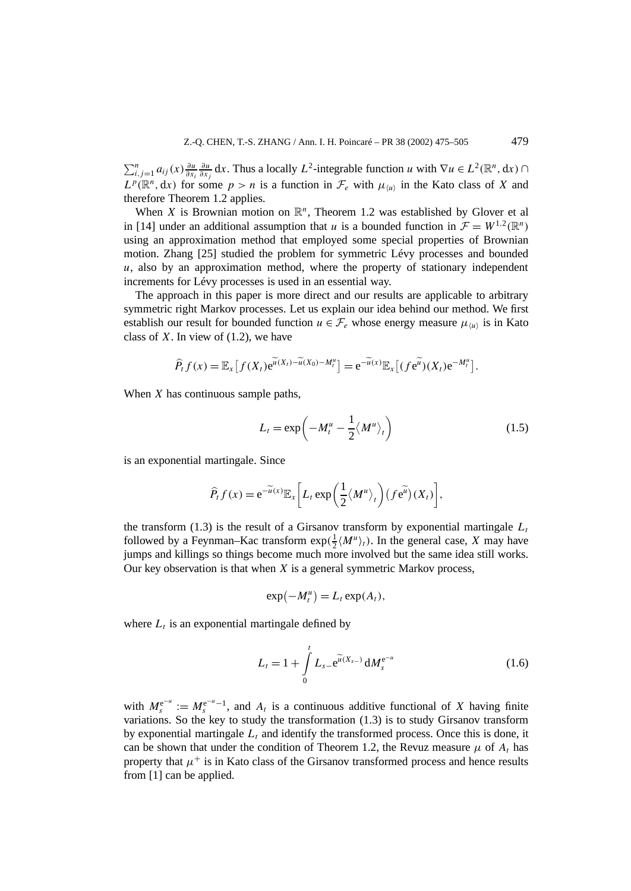$\sum_{i,j=1}^n a_{ij}(x)\frac{\partial u}{\partial x_i}\frac{\partial u}{\partial x_j}\,\mathrm{d}x$. Thus a locally $L^2$-integrable function $u$ with $\nabla u \in L^2(\mathbb{R}^n, \mathrm{d}x) \cap L^p(\mathbb{R}^n, \mathrm{d}x)$ for some $p > n$ is a function in $\mathcal{F}_e$ with $\mu_{\langle u\rangle}$ in the Kato class of $X$ and therefore Theorem 1.2 applies.

When $X$ is Brownian motion on $\mathbb{R}^n$, Theorem 1.2 was established by Glover et al in [14] under an additional assumption that $u$ is a bounded function in $\mathcal{F} = W^{1,2}(\mathbb{R}^n)$ using an approximation method that employed some special properties of Brownian motion. Zhang [25] studied the problem for symmetric Lévy processes and bounded $u$, also by an approximation method, where the property of stationary independent increments for Lévy processes is used in an essential way.

The approach in this paper is more direct and our results are applicable to arbitrary symmetric right Markov processes. Let us explain our idea behind our method. We first establish our result for bounded function $u \in \mathcal{F}_e$ whose energy measure $\mu_{\langle u\rangle}$ is in Kato class of $X$. In view of (1.2), we have

$$\widehat{P}_t f(x) = \mathbb{E}_x\big[f(X_t)\mathrm{e}^{\widetilde{u}(X_t)-\widetilde{u}(X_0)-M_t^u}\big] = \mathrm{e}^{-\widetilde{u}(x)}\mathbb{E}_x\big[(f\mathrm{e}^{\widetilde{u}})(X_t)\mathrm{e}^{-M_t^u}\big].$$

When $X$ has continuous sample paths,

$$L_t = \exp\left(-M_t^u - \frac{1}{2}\langle M^u\rangle_t\right) \tag{1.5}$$

is an exponential martingale. Since

$$\widehat{P}_t f(x) = \mathrm{e}^{-\widetilde{u}(x)}\mathbb{E}_x\left[L_t \exp\left(\frac{1}{2}\langle \mathbb{R}^u\rangle_t\right)(f\mathrm{e}^{\widetilde{u}})(X_t)\right],$$

the transform (1.3) is the result of a Girsanov transform by exponential martingale $L_t$ followed by a Feynman–Kac transform $\exp(\frac{1}{2}\langle M^u\rangle_t)$. In the general case, $X$ may have jumps and killings so things become much more involved but the same idea still works. Our key observation is that when $X$ is a general symmetric Markov process,

$$\exp\big(-M_t^u\big) = L_t \exp(A_t),$$

where $L_t$ is an exponential martingale defined by

$$L_t = 1 + \int_0^t L_{s-}\mathrm{e}^{\widetilde{u}(X_{s-})}\,\mathrm{d}M_s^{\mathrm{e}^{-u}} \tag{1.6}$$

with $M_s^{\mathrm{e}^{-u}} := M_s^{\mathrm{e}^{-u}-1}$, and $A_t$ is a continuous additive functional of $X$ having finite variations. So the key to study the transformation (1.3) is to study Girsanov transform by exponential martingale $L_t$ and identify the transformed process. Once this is done, it can be shown that under the condition of Theorem 1.2, the Revuz measure $\mu$ of $A_t$ has property that $\mu^+$ is in Kato class of the Girsanov transformed process and hence results from [1] can be applied.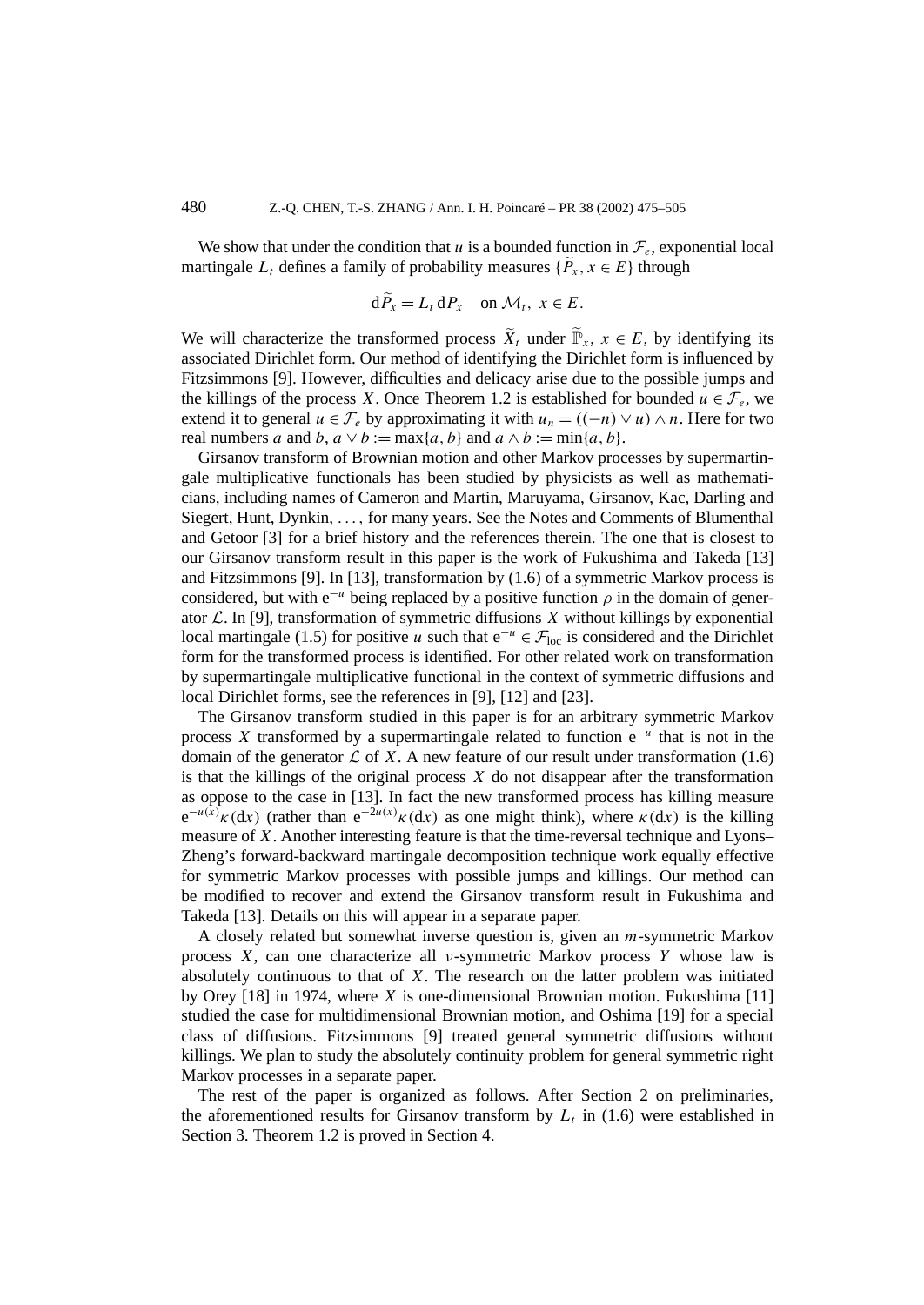We show that under the condition that $u$ is a bounded function in $\mathcal{F}_e$, exponential local martingale $L_t$ defines a family of probability measures $\{\widetilde{P}_x, x \in E\}$ through

$$\mathrm{d}\widetilde{P}_x = L_t \,\mathrm{d}P_x \quad \text{on } \mathcal{M}_t,\ x \in E.$$

We will characterize the transformed process $\widetilde{X}_t$ under $\widetilde{\mathbb{P}}_x$, $x \in E$, by identifying its associated Dirichlet form. Our method of identifying the Dirichlet form is influenced by Fitzsimmons [9]. However, difficulties and delicacy arise due to the possible jumps and the killings of the process $X$. Once Theorem 1.2 is established for bounded $u \in \mathcal{F}_e$, we extend it to general $u \in \mathcal{F}_e$ by approximating it with $u_n = ((-n) \vee u) \wedge n$. Here for two real numbers $a$ and $b$, $a \vee b := \max\{a, b\}$ and $a \wedge b := \min\{a, b\}$.

Girsanov transform of Brownian motion and other Markov processes by supermartingale multiplicative functionals has been studied by physicists as well as mathematicians, including names of Cameron and Martin, Maruyama, Girsanov, Kac, Darling and Siegert, Hunt, Dynkin, ..., for many years. See the Notes and Comments of Blumenthal and Getoor [3] for a brief history and the references therein. The one that is closest to our Girsanov transform result in this paper is the work of Fukushima and Takeda [13] and Fitzsimmons [9]. In [13], transformation by (1.6) of a symmetric Markov process is considered, but with $\mathrm{e}^{-u}$ being replaced by a positive function $\rho$ in the domain of generator $\mathcal{L}$. In [9], transformation of symmetric diffusions $X$ without killings by exponential local martingale (1.5) for positive $u$ such that $\mathrm{e}^{-u} \in \mathcal{F}_{\mathrm{loc}}$ is considered and the Dirichlet form for the transformed process is identified. For other related work on transformation by supermartingale multiplicative functional in the context of symmetric diffusions and local Dirichlet forms, see the references in [9], [12] and [23].

The Girsanov transform studied in this paper is for an arbitrary symmetric Markov process $X$ transformed by a supermartingale related to function $\mathrm{e}^{-u}$ that is not in the domain of the generator $\mathcal{L}$ of $X$. A new feature of our result under transformation (1.6) is that the killings of the original process $X$ do not disappear after the transformation as oppose to the case in [13]. In fact the new transformed process has killing measure $\mathrm{e}^{-u(x)}\kappa(\mathrm{d}x)$ (rather than $\mathrm{e}^{-2u(x)}\kappa(\mathrm{d}x)$ as one might think), where $\kappa(\mathrm{d}x)$ is the killing measure of $X$. Another interesting feature is that the time-reversal technique and Lyons–Zheng's forward-backward martingale decomposition technique work equally effective for symmetric Markov processes with possible jumps and killings. Our method can be modified to recover and extend the Girsanov transform result in Fukushima and Takeda [13]. Details on this will appear in a separate paper.

A closely related but somewhat inverse question is, given an $m$-symmetric Markov process $X$, can one characterize all $\nu$-symmetric Markov process $Y$ whose law is absolutely continuous to that of $X$. The research on the latter problem was initiated by Orey [18] in 1974, where $X$ is one-dimensional Brownian motion. Fukushima [11] studied the case for multidimensional Brownian motion, and Oshima [19] for a special class of diffusions. Fitzsimmons [9] treated general symmetric diffusions without killings. We plan to study the absolutely continuity problem for general symmetric right Markov processes in a separate paper.

The rest of the paper is organized as follows. After Section 2 on preliminaries, the aforementioned results for Girsanov transform by $L_t$ in (1.6) were established in Section 3. Theorem 1.2 is proved in Section 4.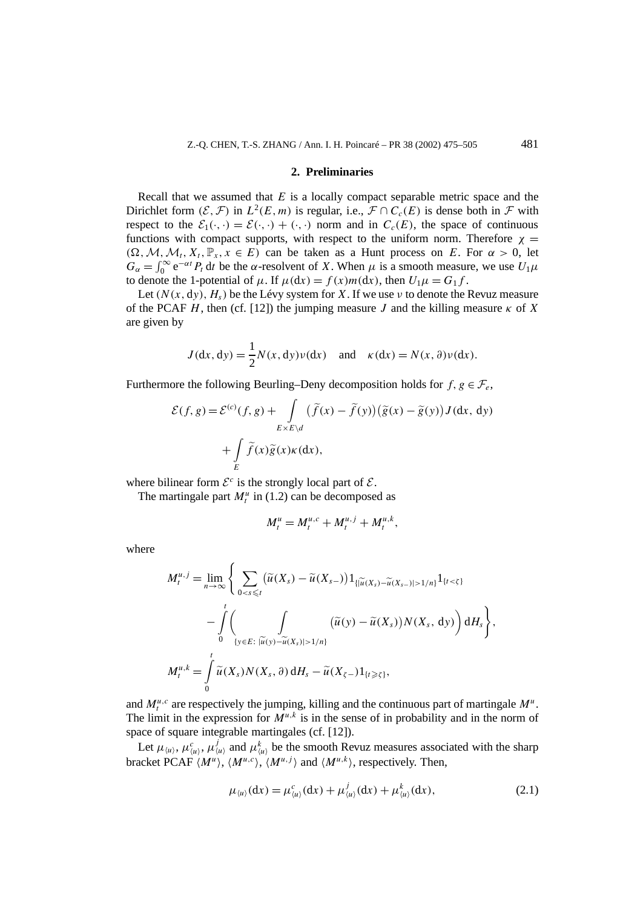## 2. Preliminaries

Recall that we assumed that $E$ is a locally compact separable metric space and the Dirichlet form $(\mathcal{E}, \mathcal{F})$ in $L^2(E, m)$ is regular, i.e., $\mathcal{F} \cap C_c(E)$ is dense both in $\mathcal{F}$ with respect to the $\mathcal{E}_1(\cdot, \cdot) = \mathcal{E}(\cdot, \cdot) + (\cdot, \cdot)$ norm and in $C_c(E)$, the space of continuous functions with compact supports, with respect to the uniform norm. Therefore $\chi = (\Omega, \mathcal{M}, \mathcal{M}_t, X_t, \mathbb{P}_x, x \in E)$ can be taken as a Hunt process on $E$. For $\alpha > 0$, let $G_\alpha = \int_0^\infty \mathrm{e}^{-\alpha t} P_t \, \mathrm{d}t$ be the $\alpha$-resolvent of $X$. When $\mu$ is a smooth measure, we use $U_1\mu$ to denote the 1-potential of $\mu$. If $\mu(\mathrm{d}x) = f(x)m(\mathrm{d}x)$, then $U_1\mu = G_1 f$.

Let $(N(x, \mathrm{d}y), H_s)$ be the Lévy system for $X$. If we use $\nu$ to denote the Revuz measure of the PCAF $H$, then (cf. [12]) the jumping measure $J$ and the killing measure $\kappa$ of $X$ are given by

$$J(\mathrm{d}x, \mathrm{d}y) = \frac{1}{2} N(x, \mathrm{d}y)\nu(\mathrm{d}x) \quad \text{and} \quad \kappa(\mathrm{d}x) = N(x, \partial)\nu(\mathrm{d}x).$$

Furthermore the following Beurling–Deny decomposition holds for $f, g \in \mathcal{F}_e$,

$$\mathcal{E}(f, g) = \mathcal{E}^{(c)}(f, g) + \int_{E \times E \setminus d} \big(\widetilde{f}(x) - \widetilde{f}(y)\big)\big(\widetilde{g}(x) - \widetilde{g}(y)\big) J(\mathrm{d}x, \, \mathrm{d}y) + \int_E \widetilde{f}(x)\widetilde{g}(x)\kappa(\mathrm{d}x),$$

where bilinear form $\mathcal{E}^c$ is the strongly local part of $\mathcal{E}$.

The martingale part $M_t^u$ in (1.2) can be decomposed as

$$M_t^u = M_t^{u,c} + M_t^{u,j} + M_t^{u,k},$$

where

$$M_t^{u,j} = \lim_{n \to \infty} \Bigg\{ \sum_{0 < s \leqslant t} \big(\widetilde{u}(X_s) - \widetilde{u}(X_{s-})\big) 1_{\{|\widetilde{u}(X_s) - \widetilde{u}(X_{s-})| > 1/n\}} 1_{\{t < \zeta\}} - \int_0^t \Bigg( \int_{\{y \in E: \, |\widetilde{u}(y) - \widetilde{u}(X_s)| > 1/n\}} \big(\widetilde{u}(y) - \widetilde{u}(X_s)\big) N(X_s, \, \mathrm{d}y) \Bigg) \mathrm{d}H_s \Bigg\},$$

$$M_t^{u,k} = \int_0^t \widetilde{u}(X_s) N(X_s, \partial) \, \mathrm{d}H_s - \widetilde{u}(X_{\zeta-}) 1_{\{t \geqslant \zeta\}},$$

and $M_t^{u,c}$ are respectively the jumping, killing and the continuous part of martingale $M^u$. The limit in the expression for $M^{u,k}$ is in the sense of in probability and in the norm of space of square integrable martingales (cf. [12]).

Let $\mu_{\langle u \rangle}$, $\mu^c_{\langle u \rangle}$, $\mu^j_{\langle u \rangle}$ and $\mu^k_{\langle u \rangle}$ be the smooth Revuz measures associated with the sharp bracket PCAF $\langle M^u \rangle$, $\langle M^{u,c} \rangle$, $\langle M^{u,j} \rangle$ and $\langle M^{u,k} \rangle$, respectively. Then,

$$\mu_{\langle u \rangle}(\mathrm{d}x) = \mu^c_{\langle u \rangle}(\mathrm{d}x) + \mu^j_{\langle u \rangle}(\mathrm{d}x) + \mu^k_{\langle u \rangle}(\mathrm{d}x), \tag{2.1}$$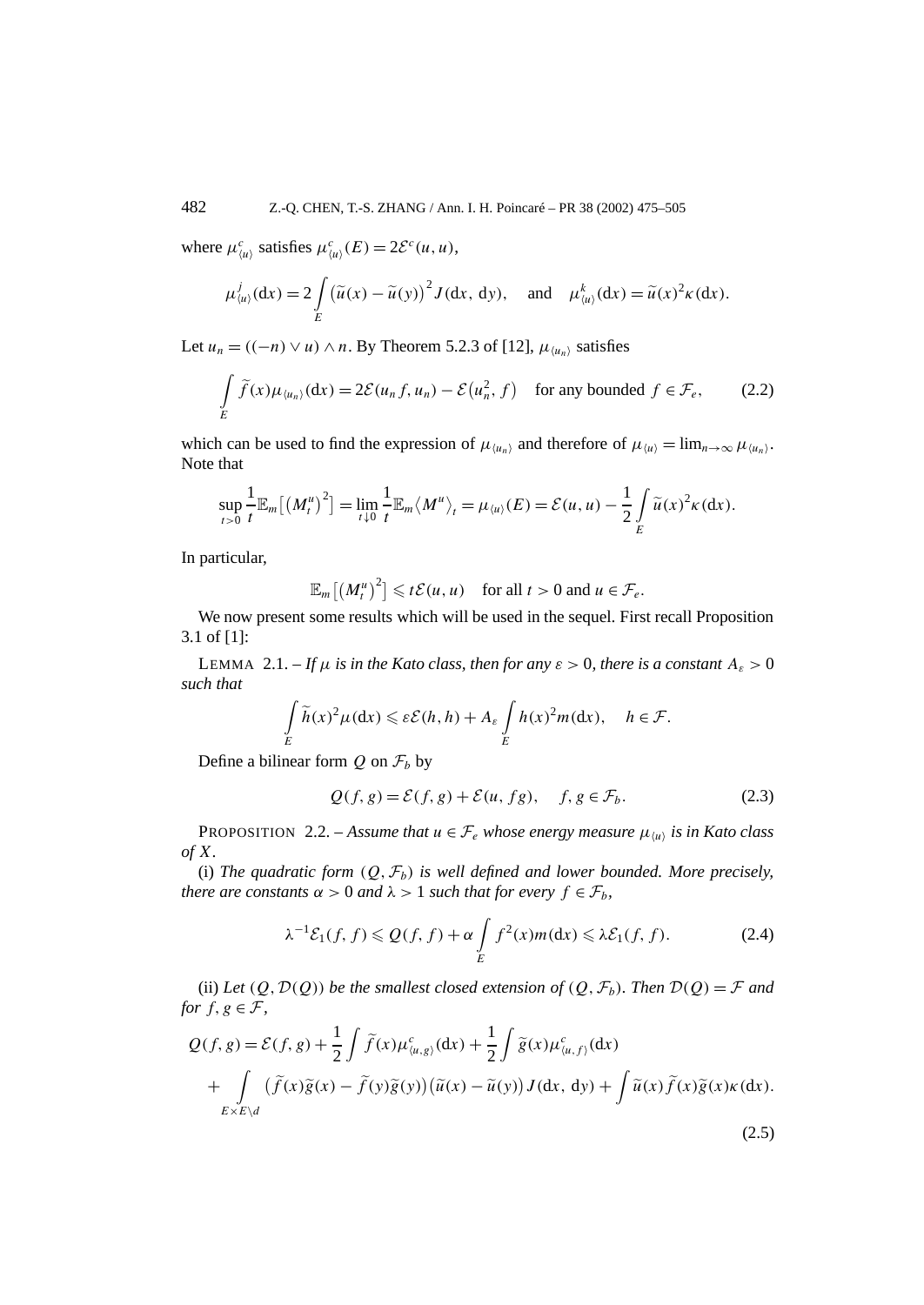where $\mu^c_{\langle u\rangle}$ satisfies $\mu^c_{\langle u\rangle}(E) = 2\mathcal{E}^c(u,u)$,

$$\mu^j_{\langle u\rangle}(\mathrm{d}x) = 2\int_E \big(\widetilde{u}(x) - \widetilde{u}(y)\big)^2 J(\mathrm{d}x,\,\mathrm{d}y), \quad \text{and} \quad \mu^k_{\langle u\rangle}(\mathrm{d}x) = \widetilde{u}(x)^2\kappa(\mathrm{d}x).$$

Let $u_n = ((-n)\vee u)\wedge n$. By Theorem 5.2.3 of [12], $\mu_{\langle u_n\rangle}$ satisfies

$$\int_E \widetilde{f}(x)\mu_{\langle u_n\rangle}(\mathrm{d}x) = 2\mathcal{E}(u_n f, u_n) - \mathcal{E}\big(u_n^2, f\big) \quad \text{for any bounded } f \in \mathcal{F}_e, \tag{2.2}$$

which can be used to find the expression of $\mu_{\langle u_n\rangle}$ and therefore of $\mu_{\langle u\rangle} = \lim_{n\to\infty}\mu_{\langle u_n\rangle}$. Note that

$$\sup_{t>0}\frac{1}{t}\mathbb{E}_m\big[\big(M^u_t\big)^2\big] = \lim_{t\downarrow 0}\frac{1}{t}\mathbb{E}_m\langle M^u\rangle_t = \mu_{\langle u\rangle}(E) = \mathcal{E}(u,u) - \frac{1}{2}\int_E \widetilde{u}(x)^2\kappa(\mathrm{d}x).$$

In particular,

$$\mathbb{E}_m\big[\big(M^u_t\big)^2\big] \leqslant t\mathcal{E}(u,u) \quad \text{for all } t>0 \text{ and } u \in \mathcal{F}_e.$$

We now present some results which will be used in the sequel. First recall Proposition 3.1 of [1]:

LEMMA 2.1. – *If $\mu$ is in the Kato class, then for any $\varepsilon > 0$, there is a constant $A_\varepsilon > 0$ such that*

$$\int_E \widetilde{h}(x)^2\mu(\mathrm{d}x) \leqslant \varepsilon\mathcal{E}(h,h) + A_\varepsilon\int_E h(x)^2 m(\mathrm{d}x), \quad h \in \mathcal{F}.$$

Define a bilinear form $Q$ on $\mathcal{F}_b$ by

$$Q(f,g) = \mathcal{E}(f,g) + \mathcal{E}(u, fg), \quad f,g \in \mathcal{F}_b. \tag{2.3}$$

PROPOSITION 2.2. – *Assume that $u \in \mathcal{F}_e$ whose energy measure $\mu_{\langle u\rangle}$ is in Kato class of $X$.*

(i) *The quadratic form $(Q,\mathcal{F}_b)$ is well defined and lower bounded. More precisely, there are constants $\alpha > 0$ and $\lambda > 1$ such that for every $f \in \mathcal{F}_b$,*

$$\lambda^{-1}\mathcal{E}_1(f,f) \leqslant Q(f,f) + \alpha\int_E f^2(x)m(\mathrm{d}x) \leqslant \lambda\mathcal{E}_1(f,f). \tag{2.4}$$

(ii) *Let $(Q,\mathcal{D}(Q))$ be the smallest closed extension of $(Q,\mathcal{F}_b)$. Then $\mathcal{D}(Q) = \mathcal{F}$ and for $f,g \in \mathcal{F}$,*

$$\begin{aligned} Q(f,g) &= \mathcal{E}(f,g) + \frac{1}{2}\int \widetilde{f}(x)\mu^c_{\langle u,g\rangle}(\mathrm{d}x) + \frac{1}{2}\int \widetilde{g}(x)\mu^c_{\langle u,f\rangle}(\mathrm{d}x) \\ &\quad + \int_{E\times E\setminus d}\big(\widetilde{f}(x)\widetilde{g}(x) - \widetilde{f}(y)\widetilde{g}(y)\big)\big(\widetilde{u}(x) - \widetilde{u}(y)\big)J(\mathrm{d}x,\,\mathrm{d}y) + \int \widetilde{u}(x)\widetilde{f}(x)\widetilde{g}(x)\kappa(\mathrm{d}x). \end{aligned} \tag{2.5}$$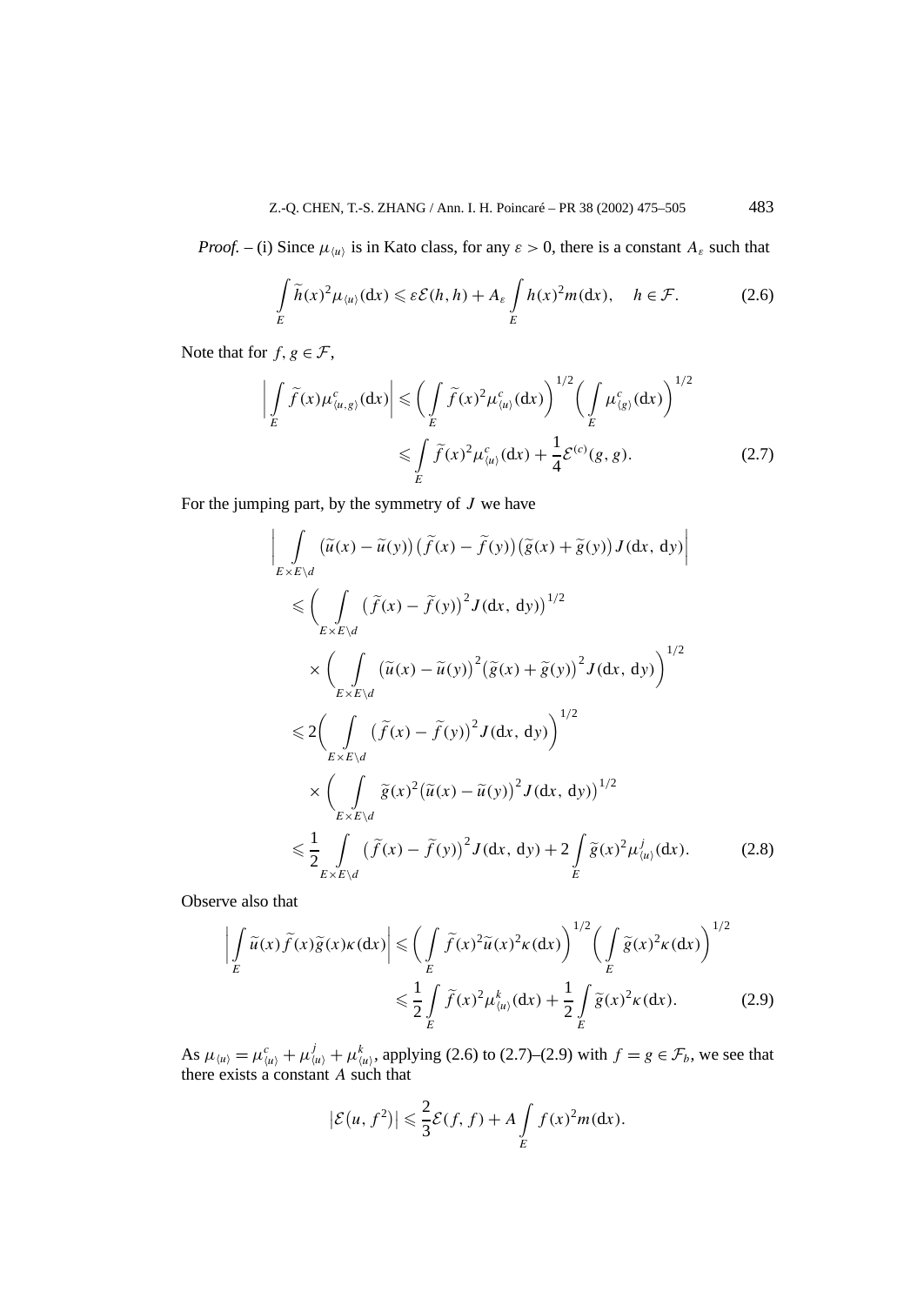*Proof.* – (i) Since $\mu_{\langle u\rangle}$ is in Kato class, for any $\varepsilon > 0$, there is a constant $A_\varepsilon$ such that

$$\int_E \widetilde{h}(x)^2 \mu_{\langle u\rangle}(\mathrm{d}x) \leqslant \varepsilon \mathcal{E}(h,h) + A_\varepsilon \int_E h(x)^2 m(\mathrm{d}x), \quad h \in \mathcal{F}. \tag{2.6}$$

Note that for $f, g \in \mathcal{F}$,

$$\begin{aligned} \left| \int_E \widetilde{f}(x) \mu^c_{\langle u,g\rangle}(\mathrm{d}x) \right| &\leqslant \left( \int_E \widetilde{f}(x)^2 \mu^c_{\langle u\rangle}(\mathrm{d}x) \right)^{1/2} \left( \int_E \mu^c_{\langle g\rangle}(\mathrm{d}x) \right)^{1/2} \\ &\leqslant \int_E \widetilde{f}(x)^2 \mu^c_{\langle u\rangle}(\mathrm{d}x) + \frac{1}{4} \mathcal{E}^{(c)}(g,g). \end{aligned} \tag{2.7}$$

For the jumping part, by the symmetry of $J$ we have

$$\begin{aligned} &\left| \int_{E\times E\setminus d} \big(\widetilde{u}(x) - \widetilde{u}(y)\big)\big(\widetilde{f}(x) - \widetilde{f}(y)\big)\big(\widetilde{g}(x) + \widetilde{g}(y)\big) J(\mathrm{d}x,\, \mathrm{d}y) \right| \\ &\quad \leqslant \bigg( \int_{E\times E\setminus d} \big(\widetilde{f}(x) - \widetilde{f}(y)\big)^2 J(\mathrm{d}x,\, \mathrm{d}y) \bigg)^{1/2} \\ &\quad\quad \times \bigg( \int_{E\times E\setminus d} \big(\widetilde{u}(x) - \widetilde{u}(y)\big)^2 \big(\widetilde{g}(x) + \widetilde{g}(y)\big)^2 J(\mathrm{d}x,\, \mathrm{d}y) \bigg)^{1/2} \\ &\quad \leqslant 2 \bigg( \int_{E\times E\setminus d} \big(\widetilde{f}(x) - \widetilde{f}(y)\big)^2 J(\mathrm{d}x,\, \mathrm{d}y) \bigg)^{1/2} \\ &\quad\quad \times \bigg( \int_{E\times E\setminus d} \widetilde{g}(x)^2 \big(\widetilde{u}(x) - \widetilde{u}(y)\big)^2 J(\mathrm{d}x,\, \mathrm{d}y) \bigg)^{1/2} \\ &\quad \leqslant \frac{1}{2} \int_{E\times E\setminus d} \big(\widetilde{f}(x) - \widetilde{f}(y)\big)^2 J(\mathrm{d}x,\, \mathrm{d}y) + 2 \int_E \widetilde{g}(x)^2 \mu^j_{\langle u\rangle}(\mathrm{d}x). \end{aligned} \tag{2.8}$$

Observe also that

$$\begin{aligned} \left| \int_E \widetilde{u}(x) \widetilde{f}(x) \widetilde{g}(x) \kappa(\mathrm{d}x) \right| &\leqslant \left( \int_E \widetilde{f}(x)^2 \widetilde{u}(x)^2 \kappa(\mathrm{d}x) \right)^{1/2} \left( \int_E \widetilde{g}(x)^2 \kappa(\mathrm{d}x) \right)^{1/2} \\ &\leqslant \frac{1}{2} \int_E \widetilde{f}(x)^2 \mu^k_{\langle u\rangle}(\mathrm{d}x) + \frac{1}{2} \int_E \widetilde{g}(x)^2 \kappa(\mathrm{d}x). \end{aligned} \tag{2.9}$$

As $\mu_{\langle u\rangle} = \mu^c_{\langle u\rangle} + \mu^j_{\langle u\rangle} + \mu^k_{\langle u\rangle}$, applying (2.6) to (2.7)–(2.9) with $f = g \in \mathcal{F}_b$, we see that there exists a constant $A$ such that

$$\big|\mathcal{E}\big(u, f^2\big)\big| \leqslant \frac{2}{3} \mathcal{E}(f,f) + A \int_E f(x)^2 m(\mathrm{d}x).$$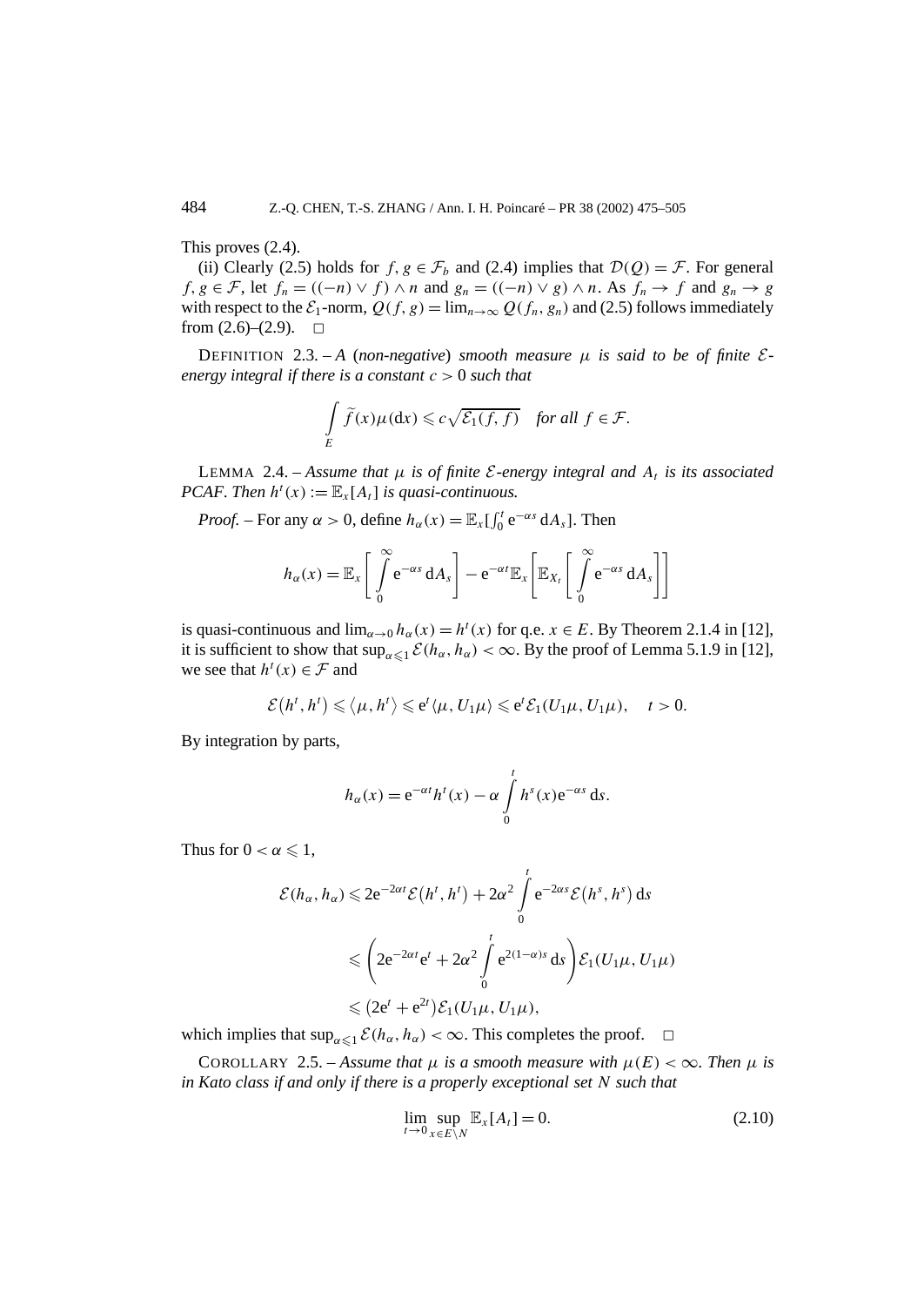This proves (2.4).

(ii) Clearly (2.5) holds for $f, g \in \mathcal{F}_b$ and (2.4) implies that $\mathcal{D}(Q) = \mathcal{F}$. For general $f, g \in \mathcal{F}$, let $f_n = ((-n) \vee f) \wedge n$ and $g_n = ((-n) \vee g) \wedge n$. As $f_n \to f$ and $g_n \to g$ with respect to the $\mathcal{E}_1$-norm, $Q(f, g) = \lim_{n\to\infty} Q(f_n, g_n)$ and (2.5) follows immediately from (2.6)–(2.9). $\square$

DEFINITION 2.3. – *A (non-negative) smooth measure $\mu$ is said to be of finite $\mathcal{E}$-energy integral if there is a constant $c > 0$ such that*

$$\int_E \widetilde{f}(x)\mu(\mathrm{d}x) \leqslant c\sqrt{\mathcal{E}_1(f, f)} \quad \textit{for all } f \in \mathcal{F}.$$

LEMMA 2.4. – *Assume that $\mu$ is of finite $\mathcal{E}$-energy integral and $A_t$ is its associated PCAF. Then $h^t(x) := \mathbb{E}_x[A_t]$ is quasi-continuous.*

*Proof.* – For any $\alpha > 0$, define $h_\alpha(x) = \mathbb{E}_x[\int_0^t \mathrm{e}^{-\alpha s}\,\mathrm{d}A_s]$. Then

$$h_\alpha(x) = \mathbb{E}_x\left[\int_0^\infty \mathrm{e}^{-\alpha s}\,\mathrm{d}A_s\right] - \mathrm{e}^{-\alpha t}\mathbb{E}_x\left[\mathbb{E}_{X_t}\left[\int_0^\infty \mathrm{e}^{-\alpha s}\,\mathrm{d}A_s\right]\right]$$

is quasi-continuous and $\lim_{\alpha\to 0} h_\alpha(x) = h^t(x)$ for q.e. $x \in E$. By Theorem 2.1.4 in [12], it is sufficient to show that $\sup_{\alpha\leqslant 1} \mathcal{E}(h_\alpha, h_\alpha) < \infty$. By the proof of Lemma 5.1.9 in [12], we see that $h^t(x) \in \mathcal{F}$ and

$$\mathcal{E}\big(h^t, h^t\big) \leqslant \big\langle \mu, h^t\big\rangle \leqslant \mathrm{e}^t\langle \mu, U_1\mu\rangle \leqslant \mathrm{e}^t\mathcal{E}_1(U_1\mu, U_1\mu), \quad t > 0.$$

By integration by parts,

$$h_\alpha(x) = \mathrm{e}^{-\alpha t}h^t(x) - \alpha\int_0^t h^s(x)\mathrm{e}^{-\alpha s}\,\mathrm{d}s.$$

Thus for $0 < \alpha \leqslant 1$,

$$\begin{aligned}
\mathcal{E}(h_\alpha, h_\alpha) &\leqslant 2\mathrm{e}^{-2\alpha t}\mathcal{E}\big(h^t, h^t\big) + 2\alpha^2\int_0^t \mathrm{e}^{-2\alpha s}\mathcal{E}\big(h^s, h^s\big)\,\mathrm{d}s \\
&\leqslant \left(2\mathrm{e}^{-2\alpha t}\mathrm{e}^t + 2\alpha^2\int_0^t \mathrm{e}^{2(1-\alpha)s}\,\mathrm{d}s\right)\mathcal{E}_1(U_1\mu, U_1\mu) \\
&\leqslant \big(2\mathrm{e}^t + \mathrm{e}^{2t}\big)\mathcal{E}_1(U_1\mu, U_1\mu),
\end{aligned}$$

which implies that $\sup_{\alpha\leqslant 1} \mathcal{E}(h_\alpha, h_\alpha) < \infty$. This completes the proof. $\square$

COROLLARY 2.5. – *Assume that $\mu$ is a smooth measure with $\mu(E) < \infty$. Then $\mu$ is in Kato class if and only if there is a properly exceptional set $N$ such that*

$$\lim_{t\to 0}\sup_{x\in E\setminus N} \mathbb{E}_x[A_t] = 0. \tag{2.10}$$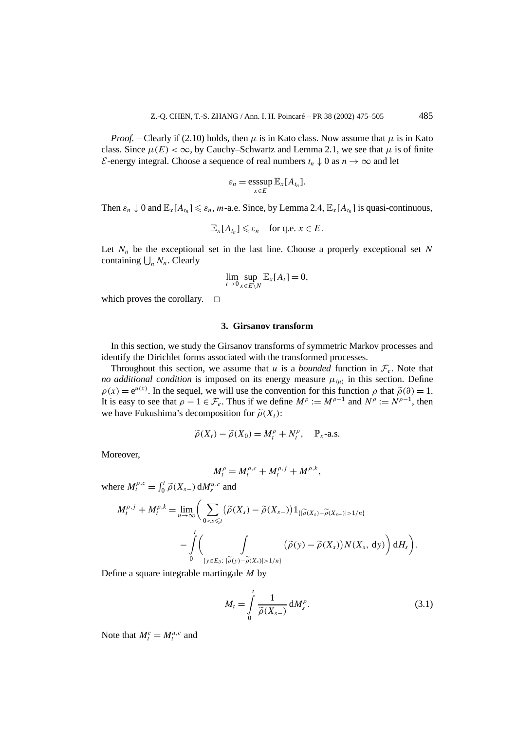*Proof.* – Clearly if (2.10) holds, then $\mu$ is in Kato class. Now assume that $\mu$ is in Kato class. Since $\mu(E) < \infty$, by Cauchy–Schwartz and Lemma 2.1, we see that $\mu$ is of finite $\mathcal{E}$-energy integral. Choose a sequence of real numbers $t_n \downarrow 0$ as $n \to \infty$ and let

$$\varepsilon_n = \operatorname*{esssup}_{x \in E} \mathbb{E}_x[A_{t_n}].$$

Then $\varepsilon_n \downarrow 0$ and $\mathbb{E}_x[A_{t_n}] \leqslant \varepsilon_n$, $m$-a.e. Since, by Lemma 2.4, $\mathbb{E}_x[A_{t_n}]$ is quasi-continuous,

$$\mathbb{E}_x[A_{t_n}] \leqslant \varepsilon_n \quad \text{for q.e. } x \in E.$$

Let $N_n$ be the exceptional set in the last line. Choose a properly exceptional set $N$ containing $\bigcup_n N_n$. Clearly

$$\lim_{t \to 0} \sup_{x \in E \setminus N} \mathbb{E}_x[A_t] = 0,$$

which proves the corollary. $\square$

## 3. Girsanov transform

In this section, we study the Girsanov transforms of symmetric Markov processes and identify the Dirichlet forms associated with the transformed processes.

Throughout this section, we assume that $u$ is a *bounded* function in $\mathcal{F}_e$. Note that *no additional condition* is imposed on its energy measure $\mu_{\langle u \rangle}$ in this section. Define $\rho(x) = \mathrm{e}^{u(x)}$. In the sequel, we will use the convention for this function $\rho$ that $\widetilde{\rho}(\partial) = 1$. It is easy to see that $\rho - 1 \in \mathcal{F}_e$. Thus if we define $M^\rho := M^{\rho - 1}$ and $N^\rho := N^{\rho - 1}$, then we have Fukushima's decomposition for $\widetilde{\rho}(X_t)$:

$$\widetilde{\rho}(X_t) - \widetilde{\rho}(X_0) = M_t^\rho + N_t^\rho, \quad \mathbb{P}_x\text{-a.s.}$$

Moreover,

$$M_t^\rho = M_t^{\rho,c} + M_t^{\rho,j} + M^{\rho,k},$$

where $M_t^{\rho,c} = \int_0^t \widetilde{\rho}(X_{s-})\,\mathrm{d}M_s^{u,c}$ and

$$M_t^{\rho,j} + M_t^{\rho,k} = \lim_{n \to \infty} \Bigg( \sum_{0 < s \leqslant t} \big(\widetilde{\rho}(X_s) - \widetilde{\rho}(X_{s-})\big) 1_{\{|\widetilde{\rho}(X_s) - \widetilde{\rho}(X_{s-})| > 1/n\}} - \int_0^t \bigg( \int_{\{y \in E_\partial:\, |\widetilde{\rho}(y) - \widetilde{\rho}(X_s)| > 1/n\}} \big(\widetilde{\rho}(y) - \widetilde{\rho}(X_s)\big) N(X_s, \mathrm{d}y) \bigg) \mathrm{d}H_s \Bigg).$$

Define a square integrable martingale $M$ by

$$M_t = \int_0^t \frac{1}{\widetilde{\rho}(X_{s-})}\,\mathrm{d}M_s^\rho. \tag{3.1}$$

Note that $M_t^c = M_t^{u,c}$ and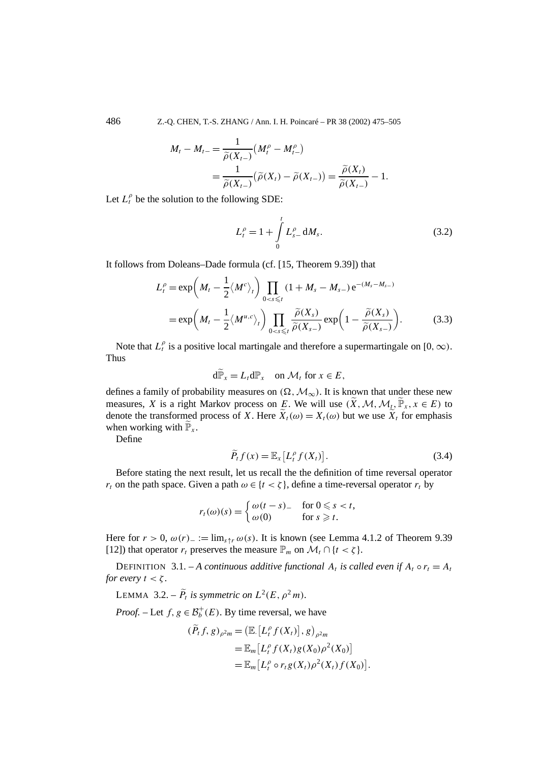$$M_t - M_{t-} = \frac{1}{\widetilde{\rho}(X_{t-})}\big(M_t^\rho - M_{t-}^\rho\big)$$
$$= \frac{1}{\widetilde{\rho}(X_{t-})}\big(\widetilde{\rho}(X_t) - \widetilde{\rho}(X_{t-})\big) = \frac{\widetilde{\rho}(X_t)}{\widetilde{\rho}(X_{t-})} - 1.$$

Let $L_t^\rho$ be the solution to the following SDE:

$$L_t^\rho = 1 + \int_0^t L_{s-}^\rho \, dM_s. \tag{3.2}$$

It follows from Doleans–Dade formula (cf. [15, Theorem 9.39]) that

$$L_t^\rho = \exp\left(M_t - \frac{1}{2}\langle M^c\rangle_t\right) \prod_{0<s\leqslant t} (1 + M_s - M_{s-})\, e^{-(M_s - M_{s-})}$$
$$= \exp\left(M_t - \frac{1}{2}\langle M^{u,c}\rangle_t\right) \prod_{0<s\leqslant t} \frac{\widetilde{\rho}(X_s)}{\widetilde{\rho}(X_{s-})} \exp\left(1 - \frac{\widetilde{\rho}(X_s)}{\widetilde{\rho}(X_{s-})}\right). \tag{3.3}$$

Note that $L_t^\rho$ is a positive local martingale and therefore a supermartingale on $[0,\infty)$. Thus

$$d\widetilde{\mathbb{P}}_x = L_t \, d\mathbb{P}_x \quad \text{on } \mathcal{M}_t \text{ for } x \in E,$$

defines a family of probability measures on $(\Omega, \mathcal{M}_\infty)$. It is known that under these new measures, $X$ is a right Markov process on $E$. We will use $(\widetilde{X}, \mathcal{M}, \mathcal{M}_t, \widetilde{\mathbb{P}}_x, x \in E)$ to denote the transformed process of $X$. Here $\widetilde{X}_t(\omega) = X_t(\omega)$ but we use $\widetilde{X}_t$ for emphasis when working with $\widetilde{\mathbb{P}}_x$.

Define

$$\widetilde{P}_t f(x) = \mathbb{E}_x\big[L_t^\rho f(X_t)\big]. \tag{3.4}$$

Before stating the next result, let us recall the the definition of time reversal operator $r_t$ on the path space. Given a path $\omega \in \{t < \zeta\}$, define a time-reversal operator $r_t$ by

$$r_t(\omega)(s) = \begin{cases} \omega(t-s)_- & \text{for } 0 \leqslant s < t, \\ \omega(0) & \text{for } s \geqslant t. \end{cases}$$

Here for $r > 0$, $\omega(r)_- := \lim_{s\uparrow r} \omega(s)$. It is known (see Lemma 4.1.2 of Theorem 9.39 [12]) that operator $r_t$ preserves the measure $\mathbb{P}_m$ on $\mathcal{M}_t \cap \{t < \zeta\}$.

DEFINITION 3.1. – *A continuous additive functional $A_t$ is called even if $A_t \circ r_t = A_t$ for every $t < \zeta$.*

LEMMA 3.2. – *$\widetilde{P}_t$ is symmetric on $L^2(E, \rho^2 m)$.*

*Proof.* – Let $f, g \in \mathcal{B}_b^+(E)$. By time reversal, we have

$$(\widetilde{P}_t f, g)_{\rho^2 m} = \big(\mathbb{E}_\cdot\big[L_t^\rho f(X_t)\big], g\big)_{\rho^2 m}$$
$$= \mathbb{E}_m\big[L_t^\rho f(X_t) g(X_0) \rho^2(X_0)\big]$$
$$= \mathbb{E}_m\big[L_t^\rho \circ r_t g(X_t) \rho^2(X_t) f(X_0)\big].$$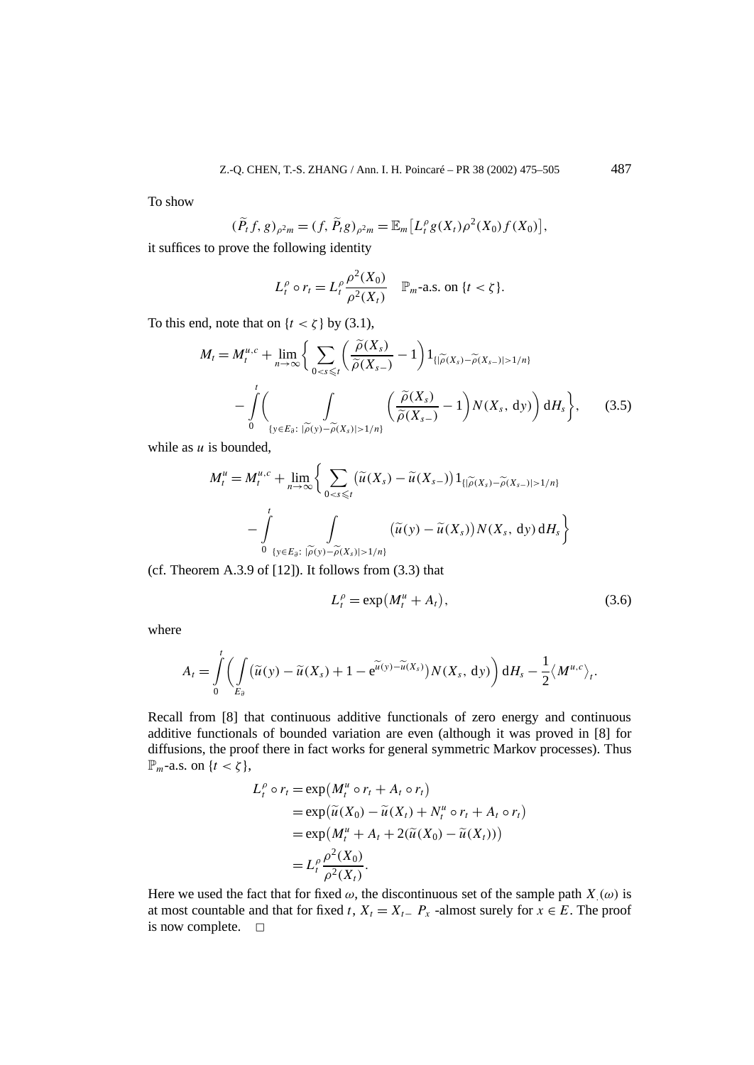To show

$$(\widetilde{P}_t f, g)_{\rho^2 m} = (f, \widetilde{P}_t g)_{\rho^2 m} = \mathbb{E}_m\big[L_t^\rho g(X_t)\rho^2(X_0) f(X_0)\big],$$

it suffices to prove the following identity

$$L_t^\rho \circ r_t = L_t^\rho \frac{\rho^2(X_0)}{\rho^2(X_t)} \quad \mathbb{P}_m\text{-a.s. on } \{t < \zeta\}.$$

To this end, note that on $\{t < \zeta\}$ by (3.1),

$$\begin{aligned} M_t = M_t^{u,c} + \lim_{n\to\infty}\bigg\{ &\sum_{0<s\leqslant t} \bigg(\frac{\widetilde{\rho}(X_s)}{\widetilde{\rho}(X_{s-})} - 1\bigg) 1_{\{|\widetilde{\rho}(X_s)-\widetilde{\rho}(X_{s-})|>1/n\}} \\ &- \int_0^t \bigg( \int_{\{y\in E_\partial:\ |\widetilde{\rho}(y)-\widetilde{\rho}(X_s)|>1/n\}} \bigg(\frac{\widetilde{\rho}(X_s)}{\widetilde{\rho}(X_{s-})} - 1\bigg) N(X_s, \mathrm{d}y)\bigg)\,\mathrm{d}H_s \bigg\}, \end{aligned} \tag{3.5}$$

while as $u$ is bounded,

$$\begin{aligned} M_t^u = M_t^{u,c} + \lim_{n\to\infty}\bigg\{ &\sum_{0<s\leqslant t} \big(\widetilde{u}(X_s) - \widetilde{u}(X_{s-})\big) 1_{\{|\widetilde{\rho}(X_s)-\widetilde{\rho}(X_{s-})|>1/n\}} \\ &- \int_0^t \int_{\{y\in E_\partial:\ |\widetilde{\rho}(y)-\widetilde{\rho}(X_s)|>1/n\}} \big(\widetilde{u}(y) - \widetilde{u}(X_s)\big) N(X_s, \mathrm{d}y)\,\mathrm{d}H_s \bigg\} \end{aligned}$$

(cf. Theorem A.3.9 of [12]). It follows from (3.3) that

$$L_t^\rho = \exp\big(M_t^u + A_t\big), \tag{3.6}$$

where

$$A_t = \int_0^t \bigg( \int_{E_\partial} \big(\widetilde{u}(y) - \widetilde{u}(X_s) + 1 - \mathrm{e}^{\widetilde{u}(y)-\widetilde{u}(X_s)}\big) N(X_s, \mathrm{d}y)\bigg)\,\mathrm{d}H_s - \frac{1}{2}\langle M^{u,c}\rangle_t.$$

Recall from [8] that continuous additive functionals of zero energy and continuous additive functionals of bounded variation are even (although it was proved in [8] for diffusions, the proof there in fact works for general symmetric Markov processes). Thus $\mathbb{P}_m$-a.s. on $\{t < \zeta\}$,

$$\begin{aligned} L_t^\rho \circ r_t &= \exp\big(M_t^u \circ r_t + A_t \circ r_t\big) \\ &= \exp\big(\widetilde{u}(X_0) - \widetilde{u}(X_t) + N_t^u \circ r_t + A_t \circ r_t\big) \\ &= \exp\big(M_t^u + A_t + 2(\widetilde{u}(X_0) - \widetilde{u}(X_t))\big) \\ &= L_t^\rho \frac{\rho^2(X_0)}{\rho^2(X_t)}. \end{aligned}$$

Here we used the fact that for fixed $\omega$, the discontinuous set of the sample path $X_\cdot(\omega)$ is at most countable and that for fixed $t$, $X_t = X_{t-}$ $P_x$ -almost surely for $x \in E$. The proof is now complete. □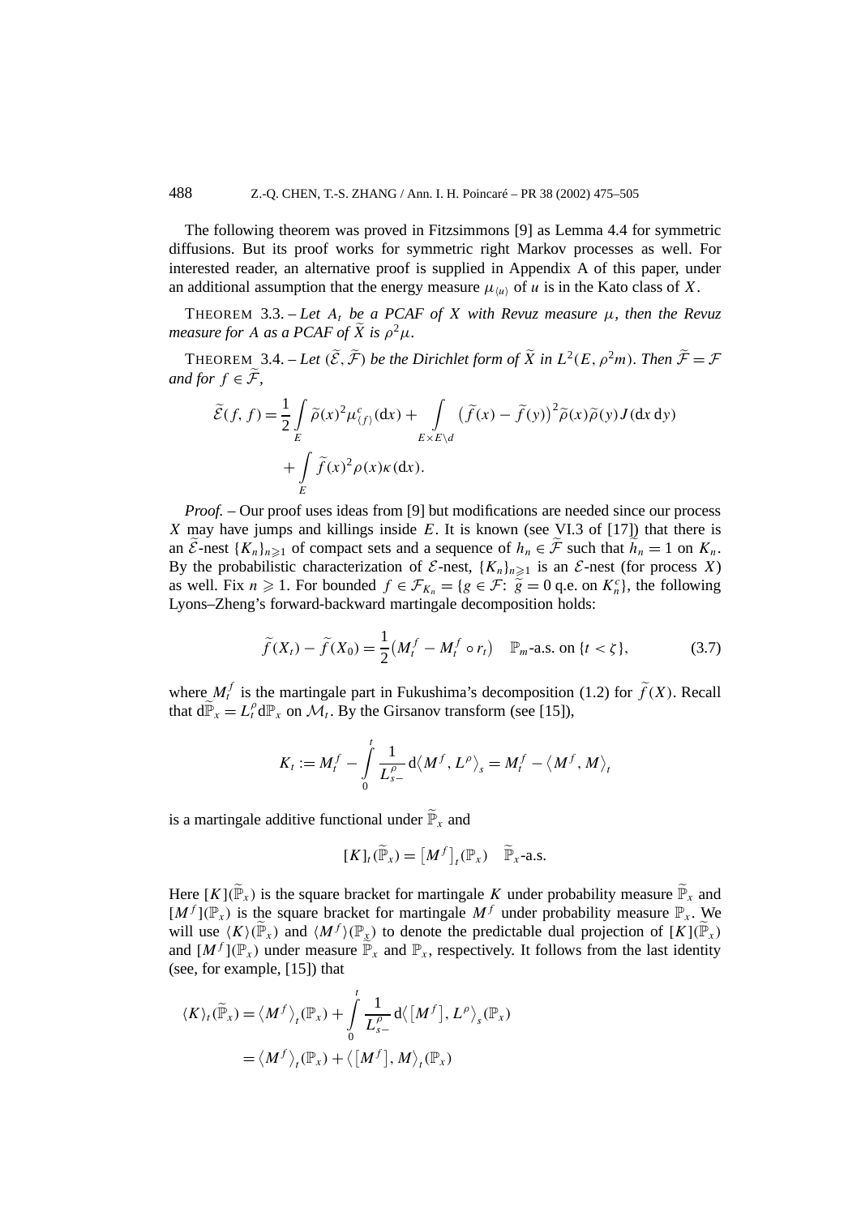The following theorem was proved in Fitzsimmons [9] as Lemma 4.4 for symmetric diffusions. But its proof works for symmetric right Markov processes as well. For interested reader, an alternative proof is supplied in Appendix A of this paper, under an additional assumption that the energy measure $\mu_{\langle u\rangle}$ of $u$ is in the Kato class of $X$.

THEOREM 3.3. – *Let $A_t$ be a PCAF of $X$ with Revuz measure $\mu$, then the Revuz measure for $A$ as a PCAF of $\widetilde{X}$ is $\rho^2\mu$.*

THEOREM 3.4. – *Let $(\widetilde{\mathcal{E}}, \widetilde{\mathcal{F}})$ be the Dirichlet form of $\widetilde{X}$ in $L^2(E, \rho^2 m)$. Then $\widetilde{\mathcal{F}} = \mathcal{F}$ and for $f \in \widetilde{\mathcal{F}}$,*

$$
\widetilde{\mathcal{E}}(f,f) = \frac{1}{2}\int_E \widetilde{\rho}(x)^2 \mu^c_{\langle f\rangle}(\mathrm{d}x) + \int_{E\times E\setminus d} \big(\widetilde{f}(x) - \widetilde{f}(y)\big)^2 \widetilde{\rho}(x)\widetilde{\rho}(y) J(\mathrm{d}x\,\mathrm{d}y) + \int_E \widetilde{f}(x)^2 \rho(x)\kappa(\mathrm{d}x).
$$

*Proof.* – Our proof uses ideas from [9] but modifications are needed since our process $X$ may have jumps and killings inside $E$. It is known (see VI.3 of [17]) that there is an $\widetilde{\mathcal{E}}$-nest $\{K_n\}_{n\geqslant 1}$ of compact sets and a sequence of $h_n \in \widetilde{\mathcal{F}}$ such that $\widetilde{h}_n = 1$ on $K_n$. By the probabilistic characterization of $\mathcal{E}$-nest, $\{K_n\}_{n\geqslant 1}$ is an $\mathcal{E}$-nest (for process $X$) as well. Fix $n \geqslant 1$. For bounded $f \in \mathcal{F}_{K_n} = \{g \in \mathcal{F}\colon \widetilde{g} = 0 \text{ q.e. on } K_n^c\}$, the following Lyons–Zheng's forward-backward martingale decomposition holds:

$$
\widetilde{f}(X_t) - \widetilde{f}(X_0) = \frac{1}{2}\big(M_t^f - M_t^f \circ r_t\big) \quad \mathbb{P}_m\text{-a.s. on } \{t < \zeta\}, \tag{3.7}
$$

where $M_t^f$ is the martingale part in Fukushima's decomposition (1.2) for $\widetilde{f}(X)$. Recall that $\mathrm{d}\widetilde{\mathbb{P}}_x = L_t^\rho \mathrm{d}\mathbb{P}_x$ on $\mathcal{M}_t$. By the Girsanov transform (see [15]),

$$
K_t := M_t^f - \int_0^t \frac{1}{L_{s-}^\rho}\mathrm{d}\big\langle M^f, L^\rho\big\rangle_s = M_t^f - \big\langle M^f, M\big\rangle_t
$$

is a martingale additive functional under $\widetilde{\mathbb{P}}_x$ and

$$
[K]_t(\widetilde{\mathbb{P}}_x) = \big[M^f\big]_t(\mathbb{P}_x) \quad \widetilde{\mathbb{P}}_x\text{-a.s.}
$$

Here $[K](\widetilde{\mathbb{P}}_x)$ is the square bracket for martingale $K$ under probability measure $\widetilde{\mathbb{P}}_x$ and $[M^f](\mathbb{P}_x)$ is the square bracket for martingale $M^f$ under probability measure $\mathbb{P}_x$. We will use $\langle K\rangle(\widetilde{\mathbb{P}}_x)$ and $\langle M^f\rangle(\mathbb{P}_x)$ to denote the predictable dual projection of $[K](\widetilde{\mathbb{P}}_x)$ and $[M^f](\mathbb{P}_x)$ under measure $\widetilde{\mathbb{P}}_x$ and $\mathbb{P}_x$, respectively. It follows from the last identity (see, for example, [15]) that

$$
\begin{aligned}
\langle K\rangle_t(\widetilde{\mathbb{P}}_x) &= \big\langle M^f\big\rangle_t(\mathbb{P}_x) + \int_0^t \frac{1}{L_{s-}^\rho}\mathrm{d}\big\langle \big[M^f\big], L^\rho\big\rangle_s(\mathbb{P}_x) \\
&= \big\langle M^f\big\rangle_t(\mathbb{P}_x) + \big\langle \big[M^f\big], M\big\rangle_t(\mathbb{P}_x)
\end{aligned}
$$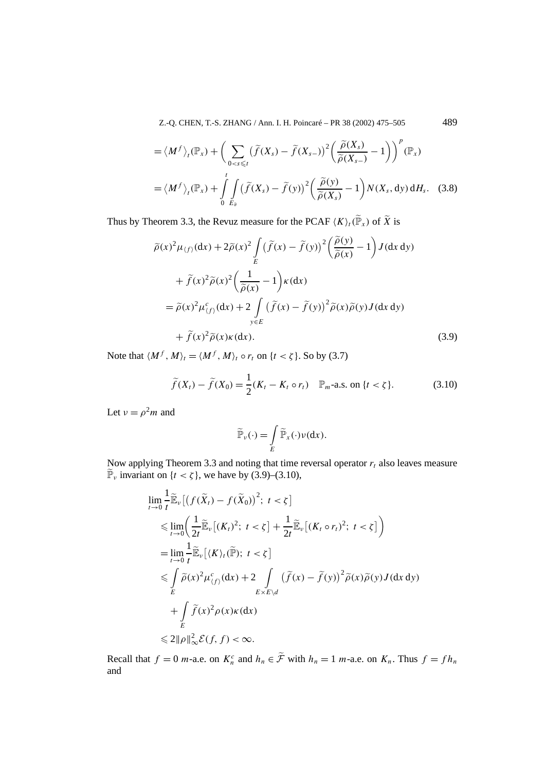$$
\begin{aligned}
&= \langle M^f \rangle_t(\mathbb{P}_x) + \bigg( \sum_{0<s\leqslant t} \big(\widetilde{f}(X_s) - \widetilde{f}(X_{s-})\big)^2 \bigg( \frac{\widetilde{\rho}(X_s)}{\widetilde{\rho}(X_{s-})} - 1 \bigg) \bigg)^p (\mathbb{P}_x) \\
&= \langle M^f \rangle_t(\mathbb{P}_x) + \int_0^t \int_{E_\partial} \big(\widetilde{f}(X_s) - \widetilde{f}(y)\big)^2 \bigg( \frac{\widetilde{\rho}(y)}{\widetilde{\rho}(X_s)} - 1 \bigg) N(X_s, \mathrm{d}y)\, \mathrm{d}H_s. \quad (3.8)
\end{aligned}
$$

Thus by Theorem 3.3, the Revuz measure for the PCAF $\langle K \rangle_t(\widetilde{\mathbb{P}}_x)$ of $\widetilde{X}$ is

$$
\begin{aligned}
&\widetilde{\rho}(x)^2 \mu_{\langle f \rangle}(\mathrm{d}x) + 2\widetilde{\rho}(x)^2 \int_E \big(\widetilde{f}(x) - \widetilde{f}(y)\big)^2 \bigg( \frac{\widetilde{\rho}(y)}{\widetilde{\rho}(x)} - 1 \bigg) J(\mathrm{d}x\, \mathrm{d}y) \\
&\quad + \widetilde{f}(x)^2 \widetilde{\rho}(x)^2 \bigg( \frac{1}{\widetilde{\rho}(x)} - 1 \bigg) \kappa(\mathrm{d}x) \\
&= \widetilde{\rho}(x)^2 \mu^c_{\langle f \rangle}(\mathrm{d}x) + 2 \int_{y\in E} \big(\widetilde{f}(x) - \widetilde{f}(y)\big)^2 \widetilde{\rho}(x)\widetilde{\rho}(y) J(\mathrm{d}x\, \mathrm{d}y) \\
&\quad + \widetilde{f}(x)^2 \widetilde{\rho}(x) \kappa(\mathrm{d}x). \qquad (3.9)
\end{aligned}
$$

Note that $\langle M^f, M \rangle_t = \langle M^f, M \rangle_t \circ r_t$ on $\{t < \zeta\}$. So by (3.7)

$$
\widetilde{f}(X_t) - \widetilde{f}(X_0) = \frac{1}{2}(K_t - K_t \circ r_t) \quad \mathbb{P}_m\text{-a.s. on } \{t < \zeta\}. \qquad (3.10)
$$

Let $\nu = \rho^2 m$ and

$$
\widetilde{\mathbb{P}}_\nu(\cdot) = \int_E \widetilde{\mathbb{P}}_x(\cdot)\nu(\mathrm{d}x).
$$

Now applying Theorem 3.3 and noting that time reversal operator $r_t$ also leaves measure $\widetilde{\mathbb{P}}_\nu$ invariant on $\{t < \zeta\}$, we have by (3.9)–(3.10),

$$
\begin{aligned}
&\lim_{t\to 0} \frac{1}{t} \widetilde{\mathbb{E}}_\nu\big[\big(f(\widetilde{X}_t) - f(\widetilde{X}_0)\big)^2;\ t < \zeta\big] \\
&\quad \leqslant \lim_{t\to 0} \bigg( \frac{1}{2t} \widetilde{\mathbb{E}}_\nu\big[(K_t)^2;\ t < \zeta\big] + \frac{1}{2t} \widetilde{\mathbb{E}}_\nu\big[(K_t \circ r_t)^2;\ t < \zeta\big] \bigg) \\
&\quad = \lim_{t\to 0} \frac{1}{t} \widetilde{\mathbb{E}}_\nu\big[\langle K \rangle_t(\widetilde{\mathbb{P}});\ t < \zeta\big] \\
&\quad \leqslant \int_E \widetilde{\rho}(x)^2 \mu^c_{\langle f \rangle}(\mathrm{d}x) + 2 \int_{E\times E\setminus d} \big(\widetilde{f}(x) - \widetilde{f}(y)\big)^2 \widetilde{\rho}(x)\widetilde{\rho}(y) J(\mathrm{d}x\, \mathrm{d}y) \\
&\quad\quad + \int_E \widetilde{f}(x)^2 \rho(x) \kappa(\mathrm{d}x) \\
&\quad \leqslant 2\|\rho\|_\infty^2 \mathcal{E}(f, f) < \infty.
\end{aligned}
$$

Recall that $f = 0$ $m$-a.e. on $K_n^c$ and $h_n \in \widetilde{\mathcal{F}}$ with $h_n = 1$ $m$-a.e. on $K_n$. Thus $f = f h_n$ and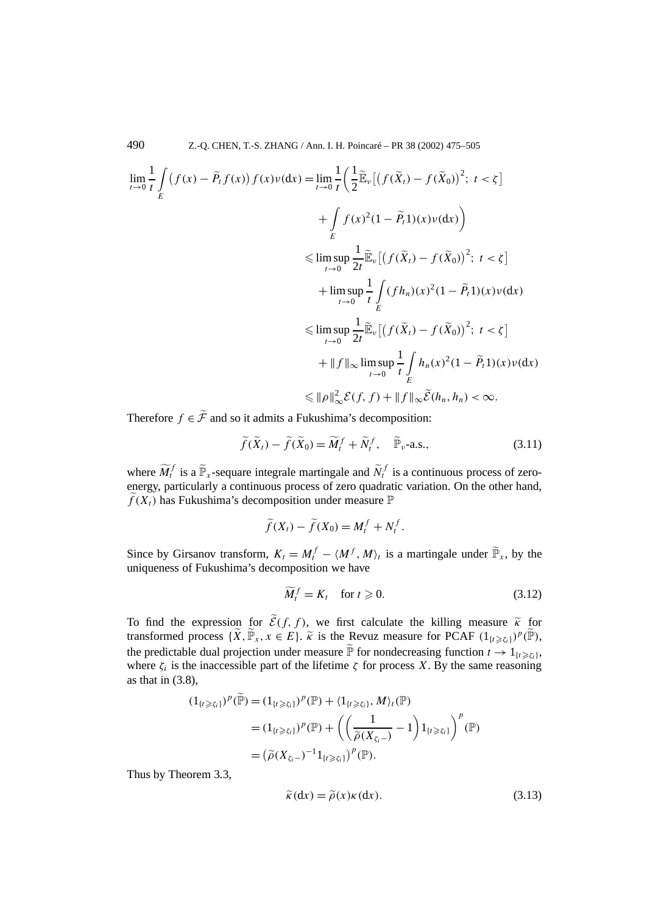$$
\begin{aligned}
\lim_{t\to 0}\frac{1}{t}\int_E \big(f(x)-\widetilde{P}_t f(x)\big) f(x)\nu(\mathrm{d}x) &= \lim_{t\to 0}\frac{1}{t}\bigg(\frac{1}{2}\widetilde{\mathbb{E}}_\nu\big[\big(f(\widetilde{X}_t)-f(\widetilde{X}_0)\big)^2;\ t<\zeta\big] \\
&\quad + \int_E f(x)^2(1-\widetilde{P}_t 1)(x)\nu(\mathrm{d}x)\bigg) \\
&\leqslant \limsup_{t\to 0}\frac{1}{2t}\widetilde{\mathbb{E}}_\nu\big[\big(f(\widetilde{X}_t)-f(\widetilde{X}_0)\big)^2;\ t<\zeta\big] \\
&\quad + \limsup_{t\to 0}\frac{1}{t}\int_E (fh_n)(x)^2(1-\widetilde{P}_t 1)(x)\nu(\mathrm{d}x) \\
&\leqslant \limsup_{t\to 0}\frac{1}{2t}\widetilde{\mathbb{E}}_\nu\big[\big(f(\widetilde{X}_t)-f(\widetilde{X}_0)\big)^2;\ t<\zeta\big] \\
&\quad + \|f\|_\infty \limsup_{t\to 0}\frac{1}{t}\int_E h_n(x)^2(1-\widetilde{P}_t 1)(x)\nu(\mathrm{d}x) \\
&\leqslant \|\rho\|_\infty^2\mathcal{E}(f,f)+\|f\|_\infty\widetilde{\mathcal{E}}(h_n,h_n)<\infty.
\end{aligned}
$$

Therefore $f\in\widetilde{\mathcal{F}}$ and so it admits a Fukushima's decomposition:

$$
\widetilde{f}(\widetilde{X}_t)-\widetilde{f}(\widetilde{X}_0)=\widetilde{M}_t^f+\widetilde{N}_t^f,\quad \widetilde{\mathbb{P}}_\nu\text{-a.s.,} \tag{3.11}
$$

where $\widetilde{M}_t^f$ is a $\widetilde{\mathbb{P}}_x$-sequare integrale martingale and $\widetilde{N}_t^f$ is a continuous process of zero-energy, particularly a continuous process of zero quadratic variation. On the other hand, $\widetilde{f}(X_t)$ has Fukushima's decomposition under measure $\mathbb{P}$

$$
\widetilde{f}(X_t)-\widetilde{f}(X_0)=M_t^f+N_t^f.
$$

Since by Girsanov transform, $K_t=M_t^f-\langle M^f,M\rangle_t$ is a martingale under $\widetilde{\mathbb{P}}_x$, by the uniqueness of Fukushima's decomposition we have

$$
\widetilde{M}_t^f=K_t\quad \text{for } t\geqslant 0. \tag{3.12}
$$

To find the expression for $\widetilde{\mathcal{E}}(f,f)$, we first calculate the killing measure $\widetilde{\kappa}$ for transformed process $\{\widetilde{X},\widetilde{\mathbb{P}}_x, x\in E\}$. $\widetilde{\kappa}$ is the Revuz measure for PCAF $(1_{\{t\geqslant\zeta_i\}})^p(\widetilde{\mathbb{P}})$, the predictable dual projection under measure $\widetilde{\mathbb{P}}$ for nondecreasing function $t\to 1_{\{t\geqslant\zeta_i\}}$, where $\zeta_i$ is the inaccessible part of the lifetime $\zeta$ for process $X$. By the same reasoning as that in (3.8),

$$
\begin{aligned}
(1_{\{t\geqslant\zeta_i\}})^p(\widetilde{\mathbb{P}}) &= (1_{\{t\geqslant\zeta_i\}})^p(\mathbb{P})+\langle 1_{\{t\geqslant\zeta_i\}},M\rangle_t(\mathbb{P}) \\
&= (1_{\{t\geqslant\zeta_i\}})^p(\mathbb{P})+\bigg(\bigg(\frac{1}{\widetilde{\rho}(X_{\zeta_i-})}-1\bigg)1_{\{t\geqslant\zeta_i\}}\bigg)^p(\mathbb{P}) \\
&= \big(\widetilde{\rho}(X_{\zeta_i-})^{-1}1_{\{t\geqslant\zeta_i\}}\big)^p(\mathbb{P}).
\end{aligned}
$$

Thus by Theorem 3.3,

$$
\widetilde{\kappa}(\mathrm{d}x)=\widetilde{\rho}(x)\kappa(\mathrm{d}x). \tag{3.13}
$$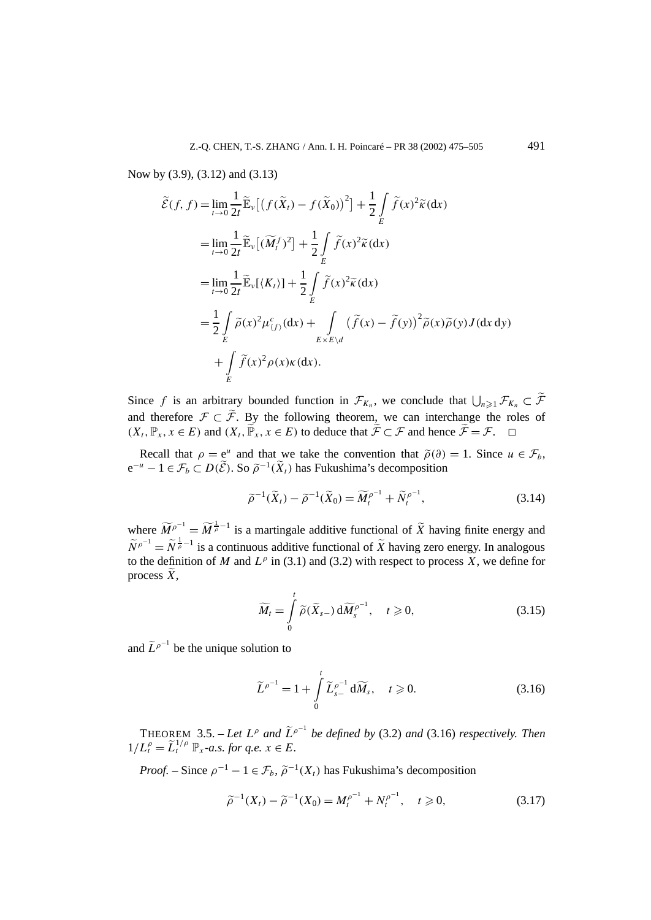Now by (3.9), (3.12) and (3.13)

$$
\begin{aligned}
\widetilde{\mathcal{E}}(f,f) &= \lim_{t\to 0}\frac{1}{2t}\widetilde{\mathbb{E}}_\nu\big[\big(f(\widetilde{X}_t)-f(\widetilde{X}_0)\big)^2\big]+\frac{1}{2}\int_E \widetilde{f}(x)^2\widetilde{\kappa}(\mathrm{d}x)\\
&= \lim_{t\to 0}\frac{1}{2t}\widetilde{\mathbb{E}}_\nu\big[(\widetilde{M}_t^f)^2\big]+\frac{1}{2}\int_E \widetilde{f}(x)^2\widetilde{\kappa}(\mathrm{d}x)\\
&= \lim_{t\to 0}\frac{1}{2t}\widetilde{\mathbb{E}}_\nu[\langle K_t\rangle]+\frac{1}{2}\int_E \widetilde{f}(x)^2\widetilde{\kappa}(\mathrm{d}x)\\
&= \frac{1}{2}\int_E \widetilde{\rho}(x)^2\mu^c_{\langle f\rangle}(\mathrm{d}x)+\int_{E\times E\setminus d}\big(\widetilde{f}(x)-\widetilde{f}(y)\big)^2\widetilde{\rho}(x)\widetilde{\rho}(y)J(\mathrm{d}x\,\mathrm{d}y)\\
&\quad+\int_E \widetilde{f}(x)^2\rho(x)\kappa(\mathrm{d}x).
\end{aligned}
$$

Since $f$ is an arbitrary bounded function in $\mathcal{F}_{K_n}$, we conclude that $\bigcup_{n\geqslant 1}\mathcal{F}_{K_n}\subset\widetilde{\mathcal{F}}$ and therefore $\mathcal{F}\subset\widetilde{\mathcal{F}}$. By the following theorem, we can interchange the roles of $(X_t,\mathbb{P}_x,x\in E)$ and $(X_t,\widetilde{\mathbb{P}}_x,x\in E)$ to deduce that $\widetilde{\mathcal{F}}\subset\mathcal{F}$ and hence $\widetilde{\mathcal{F}}=\mathcal{F}$. $\square$

Recall that $\rho=\mathrm{e}^u$ and that we take the convention that $\widetilde{\rho}(\partial)=1$. Since $u\in\mathcal{F}_b$, $\mathrm{e}^{-u}-1\in\mathcal{F}_b\subset D(\widetilde{\mathcal{E}})$. So $\widetilde{\rho}^{-1}(\widetilde{X}_t)$ has Fukushima's decomposition

$$
\widetilde{\rho}^{-1}(\widetilde{X}_t)-\widetilde{\rho}^{-1}(\widetilde{X}_0)=\widetilde{M}_t^{\rho^{-1}}+\widetilde{N}_t^{\rho^{-1}}, \tag{3.14}
$$

where $\widetilde{M}^{\rho^{-1}}=\widetilde{M}^{\frac{1}{\rho}-1}$ is a martingale additive functional of $\widetilde{X}$ having finite energy and $\widetilde{N}^{\rho^{-1}}=\widetilde{N}^{\frac{1}{\rho}-1}$ is a continuous additive functional of $\widetilde{X}$ having zero energy. In analogous to the definition of $M$ and $L^\rho$ in (3.1) and (3.2) with respect to process $X$, we define for process $\widetilde{X}$,

$$
\widetilde{M}_t=\int_0^t \widetilde{\rho}(\widetilde{X}_{s-})\,\mathrm{d}\widetilde{M}_s^{\rho^{-1}},\quad t\geqslant 0, \tag{3.15}
$$

and $\widetilde{L}^{\rho^{-1}}$ be the unique solution to

$$
\widetilde{L}^{\rho^{-1}}=1+\int_0^t \widetilde{L}_{s-}^{\rho^{-1}}\,\mathrm{d}\widetilde{M}_s,\quad t\geqslant 0. \tag{3.16}
$$

THEOREM 3.5. – *Let $L^\rho$ and $\widetilde{L}^{\rho^{-1}}$ be defined by* (3.2) *and* (3.16) *respectively. Then $1/L_t^\rho=\widetilde{L}_t^{1/\rho}$ $\mathbb{P}_x$-a.s. for q.e. $x\in E$.*

*Proof.* – Since $\rho^{-1}-1\in\mathcal{F}_b$, $\widetilde{\rho}^{-1}(X_t)$ has Fukushima's decomposition

$$
\widetilde{\rho}^{-1}(X_t)-\widetilde{\rho}^{-1}(X_0)=M_t^{\rho^{-1}}+N_t^{\rho^{-1}},\quad t\geqslant 0, \tag{3.17}
$$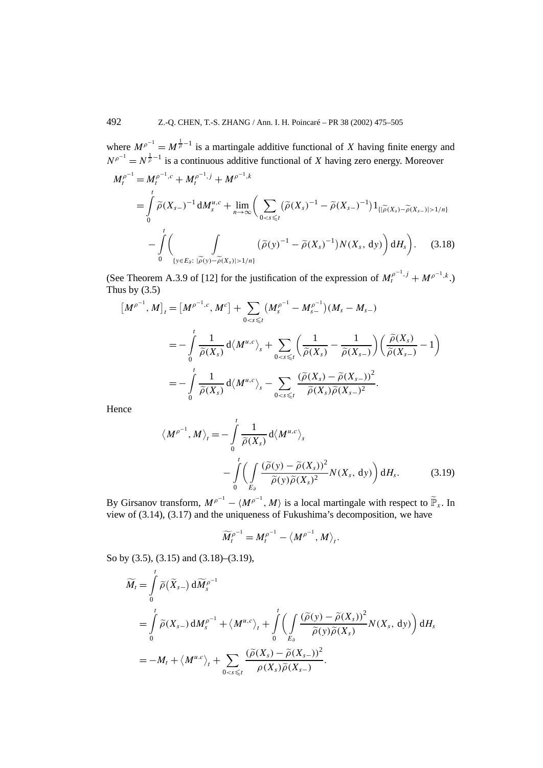where $M^{\rho^{-1}} = M^{\frac{1}{\rho}-1}$ is a martingale additive functional of $X$ having finite energy and $N^{\rho^{-1}} = N^{\frac{1}{\rho}-1}$ is a continuous additive functional of $X$ having zero energy. Moreover

$$
\begin{aligned}
M_t^{\rho^{-1}} &= M_t^{\rho^{-1},c} + M_t^{\rho^{-1},j} + M^{\rho^{-1},k} \\
&= \int_0^t \widetilde{\rho}(X_{s-})^{-1}\,\mathrm{d}M_s^{u,c} + \lim_{n\to\infty}\biggl(\sum_{0<s\leqslant t}\bigl(\widetilde{\rho}(X_s)^{-1} - \widetilde{\rho}(X_{s-})^{-1}\bigr)1_{\{|\widetilde{\rho}(X_s)-\widetilde{\rho}(X_{s-})|>1/n\}} \\
&\quad - \int_0^t \biggl(\int_{\{y\in E_\partial:\ |\widetilde{\rho}(y)-\widetilde{\rho}(X_s)|>1/n\}} \bigl(\widetilde{\rho}(y)^{-1} - \widetilde{\rho}(X_s)^{-1}\bigr)N(X_s,\,\mathrm{d}y)\biggr)\mathrm{d}H_s\biggr). \qquad (3.18)
\end{aligned}
$$

(See Theorem A.3.9 of [12] for the justification of the expression of $M_t^{\rho^{-1},j} + M^{\rho^{-1},k}$.) Thus by (3.5)

$$
\begin{aligned}
\bigl[M^{\rho^{-1}}, M\bigr]_t &= \bigl[M^{\rho^{-1},c}, M^c\bigr] + \sum_{0<s\leqslant t}\bigl(M_s^{\rho^{-1}} - M_{s-}^{\rho^{-1}}\bigr)(M_s - M_{s-}) \\
&= -\int_0^t \frac{1}{\widetilde{\rho}(X_s)}\,\mathrm{d}\bigl\langle M^{u,c}\bigr\rangle_s + \sum_{0<s\leqslant t}\biggl(\frac{1}{\widetilde{\rho}(X_s)} - \frac{1}{\widetilde{\rho}(X_{s-})}\biggr)\biggl(\frac{\widetilde{\rho}(X_s)}{\widetilde{\rho}(X_{s-})} - 1\biggr) \\
&= -\int_0^t \frac{1}{\widetilde{\rho}(X_s)}\,\mathrm{d}\bigl\langle M^{u,c}\bigr\rangle_s - \sum_{0<s\leqslant t}\frac{(\widetilde{\rho}(X_s) - \widetilde{\rho}(X_{s-}))^2}{\widetilde{\rho}(X_s)\widetilde{\rho}(X_{s-})^2}.
\end{aligned}
$$

Hence

$$
\begin{aligned}
\bigl\langle M^{\rho^{-1}}, M\bigr\rangle_t &= -\int_0^t \frac{1}{\widetilde{\rho}(X_s)}\,\mathrm{d}\bigl\langle M^{u,c}\bigr\rangle_s \\
&\quad - \int_0^t \biggl(\int_{E_\partial} \frac{(\widetilde{\rho}(y) - \widetilde{\rho}(X_s))^2}{\widetilde{\rho}(y)\widetilde{\rho}(X_s)^2}N(X_s,\,\mathrm{d}y)\biggr)\mathrm{d}H_s. \qquad (3.19)
\end{aligned}
$$

By Girsanov transform, $M^{\rho^{-1}} - \langle M^{\rho^{-1}}, M\rangle$ is a local martingale with respect to $\widetilde{\mathbb{P}}_x$. In view of (3.14), (3.17) and the uniqueness of Fukushima's decomposition, we have

$$
\widetilde{M}_t^{\rho^{-1}} = M_t^{\rho^{-1}} - \bigl\langle M^{\rho^{-1}}, M\bigr\rangle_t.
$$

So by (3.5), (3.15) and (3.18)–(3.19),

$$
\begin{aligned}
\widetilde{M}_t &= \int_0^t \widetilde{\rho}\bigl(\widetilde{X}_{s-}\bigr)\,\mathrm{d}\widetilde{M}_s^{\rho^{-1}} \\
&= \int_0^t \widetilde{\rho}(X_{s-})\,\mathrm{d}M_s^{\rho^{-1}} + \bigl\langle M^{u,c}\bigr\rangle_t + \int_0^t \biggl(\int_{E_\partial} \frac{(\widetilde{\rho}(y) - \widetilde{\rho}(X_s))^2}{\widetilde{\rho}(y)\widetilde{\rho}(X_s)}N(X_s,\,\mathrm{d}y)\biggr)\mathrm{d}H_s \\
&= -M_t + \bigl\langle M^{u,c}\bigr\rangle_t + \sum_{0<s\leqslant t}\frac{(\widetilde{\rho}(X_s) - \widetilde{\rho}(X_{s-}))^2}{\rho(X_s)\widetilde{\rho}(X_{s-})}.
\end{aligned}
$$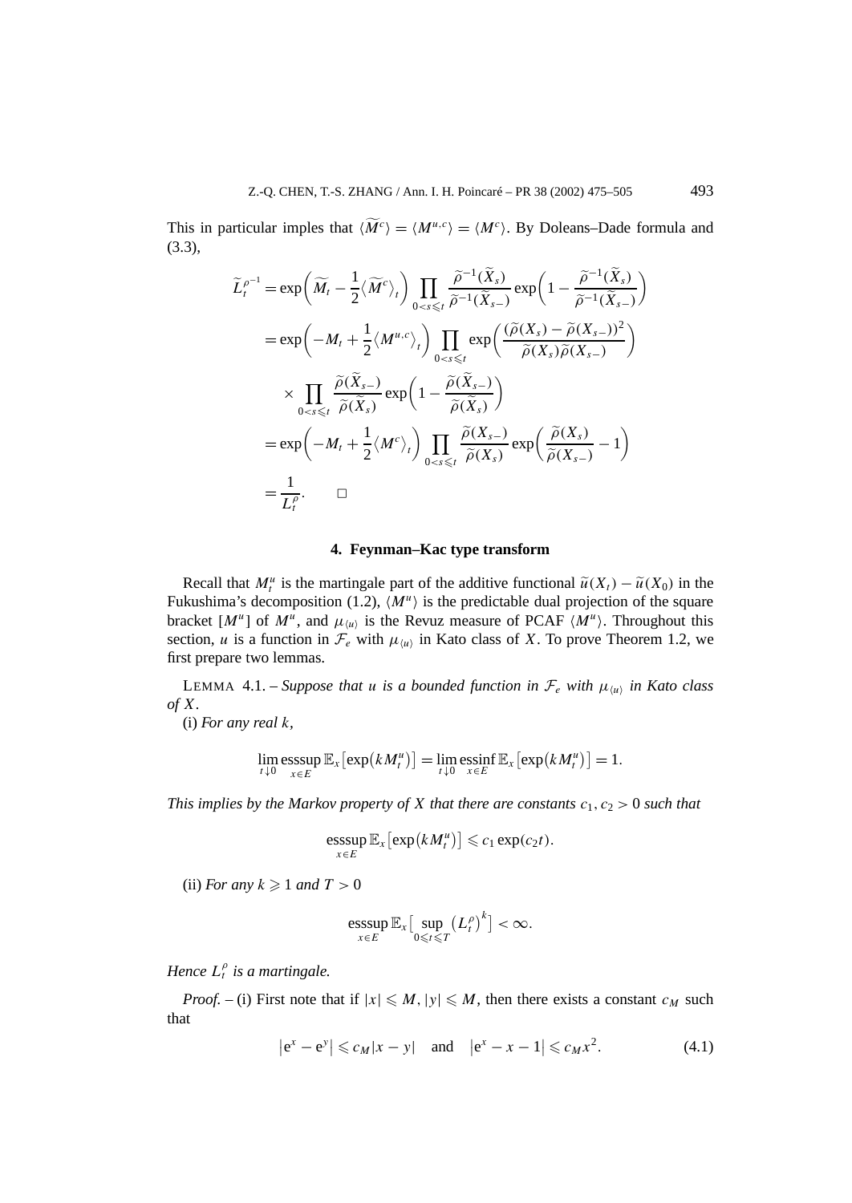This in particular imples that $\langle \widetilde{M^c} \rangle = \langle M^{u,c} \rangle = \langle M^c \rangle$. By Doleans–Dade formula and (3.3),

$$
\begin{aligned}
\widetilde{L}_t^{\rho^{-1}} &= \exp\left( \widetilde{M}_t - \frac{1}{2} \langle \widetilde{M^c} \rangle_t \right) \prod_{0<s\leqslant t} \frac{\widetilde{\rho}^{-1}(\widetilde{X}_s)}{\widetilde{\rho}^{-1}(\widetilde{X}_{s-})} \exp\left( 1 - \frac{\widetilde{\rho}^{-1}(\widetilde{X}_s)}{\widetilde{\rho}^{-1}(\widetilde{X}_{s-})} \right) \\
&= \exp\left( -M_t + \frac{1}{2} \langle M^{u,c} \rangle_t \right) \prod_{0<s\leqslant t} \exp\left( \frac{(\widetilde{\rho}(X_s) - \widetilde{\rho}(X_{s-}))^2}{\widetilde{\rho}(X_s)\widetilde{\rho}(X_{s-})} \right) \\
&\quad \times \prod_{0<s\leqslant t} \frac{\widetilde{\rho}(\widetilde{X}_{s-})}{\widetilde{\rho}(\widetilde{X}_s)} \exp\left( 1 - \frac{\widetilde{\rho}(\widetilde{X}_{s-})}{\widetilde{\rho}(\widetilde{X}_s)} \right) \\
&= \exp\left( -M_t + \frac{1}{2} \langle M^c \rangle_t \right) \prod_{0<s\leqslant t} \frac{\widetilde{\rho}(X_{s-})}{\widetilde{\rho}(X_s)} \exp\left( \frac{\widetilde{\rho}(X_s)}{\widetilde{\rho}(X_{s-})} - 1 \right) \\
&= \frac{1}{L_t^{\rho}}. \qquad \square
\end{aligned}
$$

## 4. Feynman–Kac type transform

Recall that $M_t^u$ is the martingale part of the additive functional $\widetilde{u}(X_t) - \widetilde{u}(X_0)$ in the Fukushima's decomposition (1.2), $\langle M^u \rangle$ is the predictable dual projection of the square bracket $[M^u]$ of $M^u$, and $\mu_{\langle u \rangle}$ is the Revuz measure of PCAF $\langle M^u \rangle$. Throughout this section, $u$ is a function in $\mathcal{F}_e$ with $\mu_{\langle u \rangle}$ in Kato class of $X$. To prove Theorem 1.2, we first prepare two lemmas.

LEMMA 4.1. – *Suppose that $u$ is a bounded function in $\mathcal{F}_e$ with $\mu_{\langle u \rangle}$ in Kato class of $X$.*

(i) *For any real $k$,*

$$
\lim_{t\downarrow 0} \operatorname*{esssup}_{x\in E} \mathbb{E}_x\left[\exp\left(kM_t^u\right)\right] = \lim_{t\downarrow 0} \operatorname*{essinf}_{x\in E} \mathbb{E}_x\left[\exp\left(kM_t^u\right)\right] = 1.
$$

*This implies by the Markov property of $X$ that there are constants $c_1, c_2 > 0$ such that*

$$
\operatorname*{esssup}_{x\in E} \mathbb{E}_x\left[\exp\left(kM_t^u\right)\right] \leqslant c_1 \exp(c_2 t).
$$

(ii) *For any $k \geqslant 1$ and $T > 0$*

$$
\operatorname*{esssup}_{x\in E} \mathbb{E}_x\Big[\sup_{0\leqslant t\leqslant T} \left(L_t^{\rho}\right)^k\Big] < \infty.
$$

*Hence $L_t^{\rho}$ is a martingale.*

*Proof.* – (i) First note that if $|x| \leqslant M$, $|y| \leqslant M$, then there exists a constant $c_M$ such that

$$
\left|e^x - e^y\right| \leqslant c_M |x - y| \quad \text{and} \quad \left|e^x - x - 1\right| \leqslant c_M x^2. \tag{4.1}
$$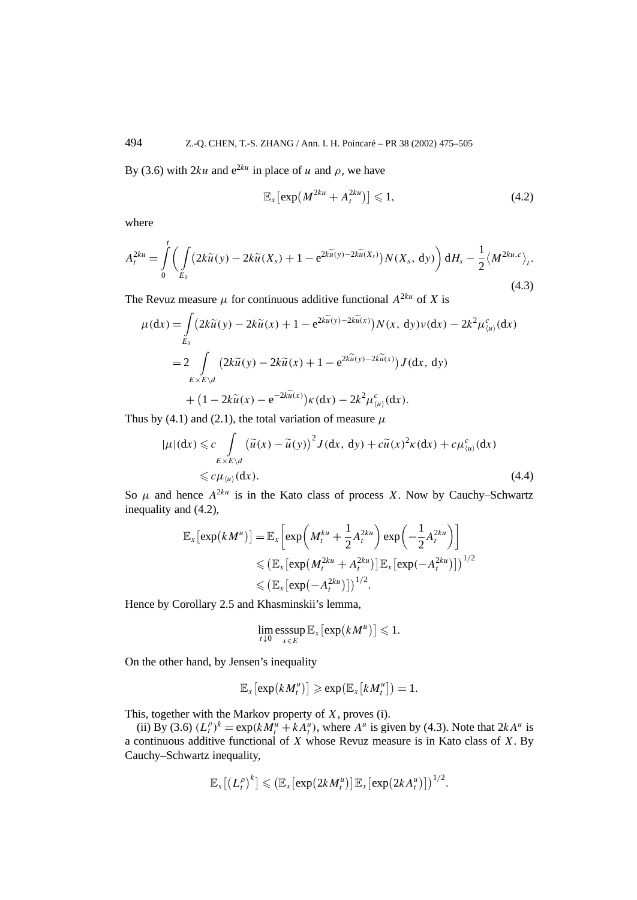By (3.6) with $2ku$ and $e^{2ku}$ in place of $u$ and $\rho$, we have

$$\mathbb{E}_x\left[\exp\left(M^{2ku} + A_t^{2ku}\right)\right] \leqslant 1, \tag{4.2}$$

where

$$A_t^{2ku} = \int_0^t \left( \int_{E_\partial} \left(2k\widetilde{u}(y) - 2k\widetilde{u}(X_s) + 1 - e^{2k\widetilde{u}(y) - 2k\widetilde{u}(X_s)}\right) N(X_s, dy) \right) dH_s - \frac{1}{2}\left\langle M^{2ku,c}\right\rangle_t. \tag{4.3}$$

The Revuz measure $\mu$ for continuous additive functional $A^{2ku}$ of $X$ is

$$\begin{aligned}
\mu(dx) &= \int_{E_\partial} \left(2k\widetilde{u}(y) - 2k\widetilde{u}(x) + 1 - e^{2k\widetilde{u}(y) - 2k\widetilde{u}(x)}\right) N(x, dy)\nu(dx) - 2k^2 \mu^c_{\langle u\rangle}(dx) \\
&= 2 \int_{E\times E\setminus d} \left(2k\widetilde{u}(y) - 2k\widetilde{u}(x) + 1 - e^{2k\widetilde{u}(y) - 2k\widetilde{u}(x)}\right) J(dx, dy) \\
&\quad + \left(1 - 2k\widetilde{u}(x) - e^{-2k\widetilde{u}(x)}\right)\kappa(dx) - 2k^2 \mu^c_{\langle u\rangle}(dx).
\end{aligned}$$

Thus by (4.1) and (2.1), the total variation of measure $\mu$

$$\begin{aligned}
|\mu|(dx) &\leqslant c \int_{E\times E\setminus d} \left(\widetilde{u}(x) - \widetilde{u}(y)\right)^2 J(dx, dy) + c\widetilde{u}(x)^2 \kappa(dx) + c\mu^c_{\langle u\rangle}(dx) \\
&\leqslant c\mu_{\langle u\rangle}(dx).
\end{aligned} \tag{4.4}$$

So $\mu$ and hence $A^{2ku}$ is in the Kato class of process $X$. Now by Cauchy–Schwartz inequality and (4.2),

$$\begin{aligned}
\mathbb{E}_x\left[\exp\left(kM^u\right)\right] &= \mathbb{E}_x\left[\exp\left(M_t^{ku} + \frac{1}{2}A_t^{2ku}\right)\exp\left(-\frac{1}{2}A_t^{2ku}\right)\right] \\
&\leqslant \left(\mathbb{E}_x\left[\exp\left(M_t^{2ku} + A_t^{2ku}\right)\right]\mathbb{E}_x\left[\exp\left(-A_t^{2ku}\right)\right]\right)^{1/2} \\
&\leqslant \left(\mathbb{E}_x\left[\exp\left(-A_t^{2ku}\right)\right]\right)^{1/2}.
\end{aligned}$$

Hence by Corollary 2.5 and Khasminskii's lemma,

$$\lim_{t\downarrow 0} \operatorname*{esssup}_{x\in E} \mathbb{E}_x\left[\exp\left(kM^u\right)\right] \leqslant 1.$$

On the other hand, by Jensen's inequality

$$\mathbb{E}_x\left[\exp\left(kM_t^u\right)\right] \geqslant \exp\left(\mathbb{E}_x\left[kM_t^u\right]\right) = 1.$$

This, together with the Markov property of $X$, proves (i).

(ii) By (3.6) $(L_t^\rho)^k = \exp(kM_t^u + kA_t^u)$, where $A^u$ is given by (4.3). Note that $2kA^u$ is a continuous additive functional of $X$ whose Revuz measure is in Kato class of $X$. By Cauchy–Schwartz inequality,

$$\mathbb{E}_x\left[\left(L_t^\rho\right)^k\right] \leqslant \left(\mathbb{E}_x\left[\exp\left(2kM_t^u\right)\right]\mathbb{E}_x\left[\exp\left(2kA_t^u\right)\right]\right)^{1/2}.$$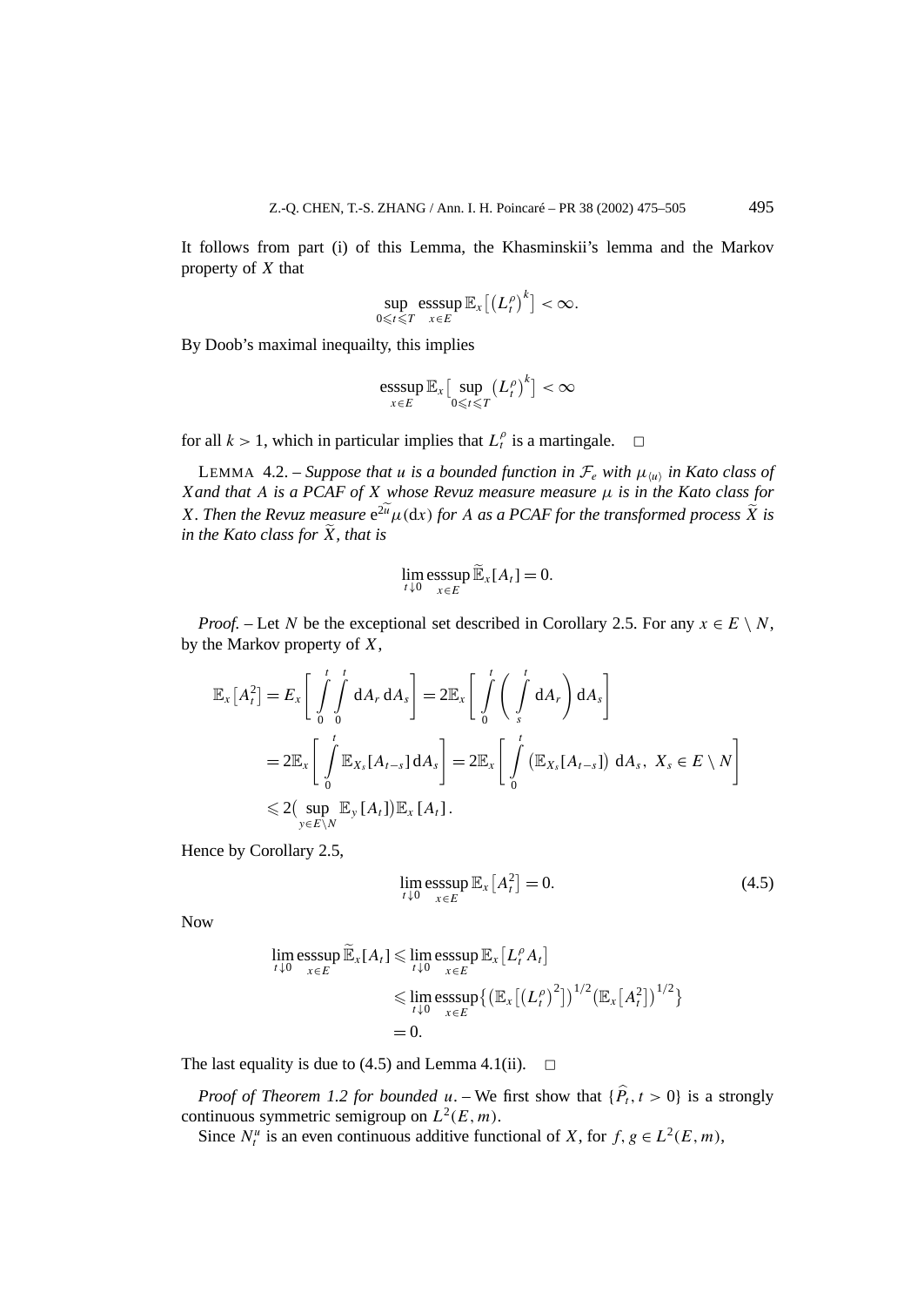It follows from part (i) of this Lemma, the Khasminskii's lemma and the Markov property of $X$ that

$$\sup_{0\leqslant t\leqslant T}\ \operatorname*{esssup}_{x\in E}\mathbb{E}_x\big[\big(L_t^\rho\big)^k\big]<\infty.$$

By Doob's maximal inequailty, this implies

$$\operatorname*{esssup}_{x\in E}\mathbb{E}_x\big[\sup_{0\leqslant t\leqslant T}\big(L_t^\rho\big)^k\big]<\infty$$

for all $k>1$, which in particular implies that $L_t^\rho$ is a martingale. □

LEMMA 4.2. – *Suppose that $u$ is a bounded function in $\mathcal{F}_e$ with $\mu_{\langle u\rangle}$ in Kato class of $X$and that $A$ is a PCAF of $X$ whose Revuz measure measure $\mu$ is in the Kato class for $X$. Then the Revuz measure $\mathrm{e}^{2\widetilde{u}}\mu(\mathrm{d}x)$ for $A$ as a PCAF for the transformed process $\widetilde{X}$ is in the Kato class for $\widetilde{X}$, that is*

$$\lim_{t\downarrow 0}\operatorname*{esssup}_{x\in E}\widetilde{\mathbb{E}}_x[A_t]=0.$$

*Proof.* – Let $N$ be the exceptional set described in Corollary 2.5. For any $x\in E\setminus N$, by the Markov property of $X$,

$$\begin{aligned}
\mathbb{E}_x\big[A_t^2\big]&=E_x\left[\int_0^t\int_0^t\mathrm{d}A_r\,\mathrm{d}A_s\right]=2\mathbb{E}_x\left[\int_0^t\left(\int_s^t\mathrm{d}A_r\right)\mathrm{d}A_s\right]\\
&=2\mathbb{E}_x\left[\int_0^t\mathbb{E}_{X_s}[A_{t-s}]\,\mathrm{d}A_s\right]=2\mathbb{E}_x\left[\int_0^t\big(\mathbb{E}_{X_s}[A_{t-s}]\big)\,\mathrm{d}A_s,\ X_s\in E\setminus N\right]\\
&\leqslant 2\big(\sup_{y\in E\setminus N}\mathbb{E}_y[A_t]\big)\mathbb{E}_x[A_t].
\end{aligned}$$

Hence by Corollary 2.5,

$$\lim_{t\downarrow 0}\operatorname*{esssup}_{x\in E}\mathbb{E}_x\big[A_t^2\big]=0. \tag{4.5}$$

Now

$$\begin{aligned}
\lim_{t\downarrow 0}\operatorname*{esssup}_{x\in E}\widetilde{\mathbb{E}}_x[A_t]&\leqslant\lim_{t\downarrow 0}\operatorname*{esssup}_{x\in E}\mathbb{E}_x\big[L_t^\rho A_t\big]\\
&\leqslant\lim_{t\downarrow 0}\operatorname*{esssup}_{x\in E}\big\{\big(\mathbb{E}_x\big[\big(L_t^\rho\big)^2\big]\big)^{1/2}\big(\mathbb{E}_x\big[A_t^2\big]\big)^{1/2}\big\}\\
&=0.
\end{aligned}$$

The last equality is due to (4.5) and Lemma 4.1(ii). □

*Proof of Theorem 1.2 for bounded $u$.* – We first show that $\{\widehat{P}_t,t>0\}$ is a strongly continuous symmetric semigroup on $L^2(E,m)$.

Since $N_t^u$ is an even continuous additive functional of $X$, for $f,g\in L^2(E,m)$,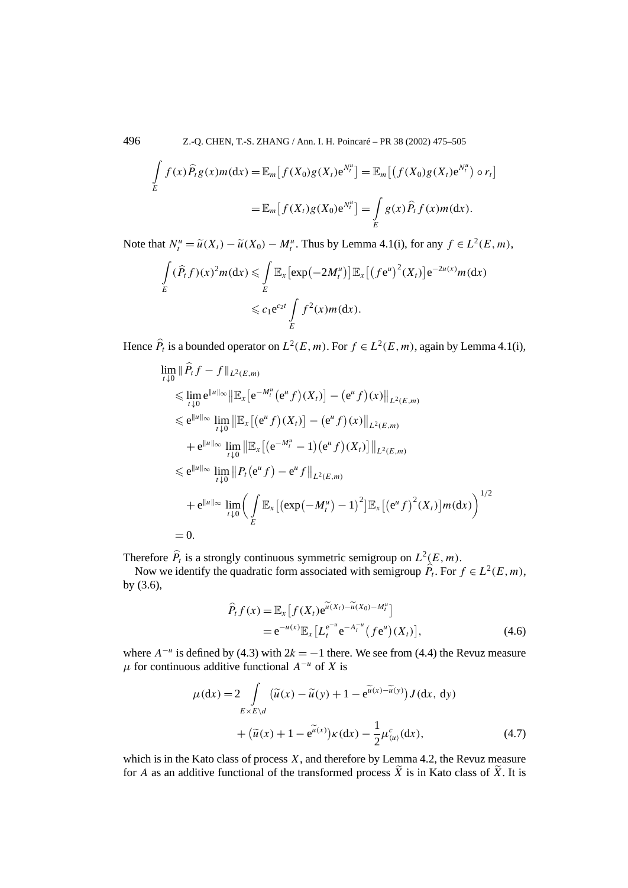$$\int_E f(x)\widehat{P}_t g(x)m(\mathrm{d}x) = \mathbb{E}_m\big[f(X_0)g(X_t)\mathrm{e}^{N_t^u}\big] = \mathbb{E}_m\big[\big(f(X_0)g(X_t)\mathrm{e}^{N_t^u}\big)\circ r_t\big]$$

$$= \mathbb{E}_m\big[f(X_t)g(X_0)\mathrm{e}^{N_t^u}\big] = \int_E g(x)\widehat{P}_t f(x)m(\mathrm{d}x).$$

Note that $N_t^u = \widetilde{u}(X_t) - \widetilde{u}(X_0) - M_t^u$. Thus by Lemma 4.1(i), for any $f \in L^2(E,m)$,

$$\int_E (\widehat{P}_t f)(x)^2 m(\mathrm{d}x) \leqslant \int_E \mathbb{E}_x\big[\exp\big(-2M_t^u\big)\big]\mathbb{E}_x\big[\big(f\mathrm{e}^u\big)^2(X_t)\big]\mathrm{e}^{-2u(x)}m(\mathrm{d}x)$$

$$\leqslant c_1 \mathrm{e}^{c_2 t}\int_E f^2(x)m(\mathrm{d}x).$$

Hence $\widehat{P}_t$ is a bounded operator on $L^2(E,m)$. For $f \in L^2(E,m)$, again by Lemma 4.1(i),

$$\begin{aligned}
&\lim_{t\downarrow 0}\|\widehat{P}_t f - f\|_{L^2(E,m)} \\
&\leqslant \lim_{t\downarrow 0}\mathrm{e}^{\|u\|_\infty}\big\|\mathbb{E}_x\big[\mathrm{e}^{-M_t^u}\big(\mathrm{e}^u f\big)(X_t)\big] - \big(\mathrm{e}^u f\big)(x)\big\|_{L^2(E,m)} \\
&\leqslant \mathrm{e}^{\|u\|_\infty}\lim_{t\downarrow 0}\big\|\mathbb{E}_x\big[\big(\mathrm{e}^u f\big)(X_t)\big] - \big(\mathrm{e}^u f\big)(x)\big\|_{L^2(E,m)} \\
&\quad + \mathrm{e}^{\|u\|_\infty}\lim_{t\downarrow 0}\big\|\mathbb{E}_x\big[\big(\mathrm{e}^{-M_t^u}-1\big)\big(\mathrm{e}^u f\big)(X_t)\big]\big\|_{L^2(E,m)} \\
&\leqslant \mathrm{e}^{\|u\|_\infty}\lim_{t\downarrow 0}\big\|P_t\big(\mathrm{e}^u f\big) - \mathrm{e}^u f\big\|_{L^2(E,m)} \\
&\quad + \mathrm{e}^{\|u\|_\infty}\lim_{t\downarrow 0}\bigg(\int_E \mathbb{E}_x\big[\big(\exp\big(-M_t^u\big)-1\big)^2\big]\mathbb{E}_x\big[\big(\mathrm{e}^u f\big)^2(X_t)\big]m(\mathrm{d}x)\bigg)^{1/2} \\
&= 0.
\end{aligned}$$

Therefore $\widehat{P}_t$ is a strongly continuous symmetric semigroup on $L^2(E,m)$.

Now we identify the quadratic form associated with semigroup $\widehat{P}_t$. For $f \in L^2(E,m)$, by (3.6),

$$\begin{aligned}
\widehat{P}_t f(x) &= \mathbb{E}_x\big[f(X_t)\mathrm{e}^{\widetilde{u}(X_t)-\widetilde{u}(X_0)-M_t^u}\big] \\
&= \mathrm{e}^{-u(x)}\mathbb{E}_x\big[L_t^{\mathrm{e}^{-u}}\mathrm{e}^{-A_t^{-u}}\big(f\mathrm{e}^u\big)(X_t)\big],
\end{aligned} \tag{4.6}$$

where $A^{-u}$ is defined by (4.3) with $2k = -1$ there. We see from (4.4) the Revuz measure $\mu$ for continuous additive functional $A^{-u}$ of $X$ is

$$\begin{aligned}
\mu(\mathrm{d}x) = {}& 2\int_{E\times E\setminus d}\big(\widetilde{u}(x) - \widetilde{u}(y) + 1 - \mathrm{e}^{\widetilde{u}(x)-\widetilde{u}(y)}\big)J(\mathrm{d}x,\,\mathrm{d}y) \\
&+ \big(\widetilde{u}(x) + 1 - \mathrm{e}^{\widetilde{u}(x)}\big)\kappa(\mathrm{d}x) - \frac{1}{2}\mu^c_{\langle u\rangle}(\mathrm{d}x),
\end{aligned} \tag{4.7}$$

which is in the Kato class of process $X$, and therefore by Lemma 4.2, the Revuz measure for $A$ as an additive functional of the transformed process $\widetilde{X}$ is in Kato class of $\widetilde{X}$. It is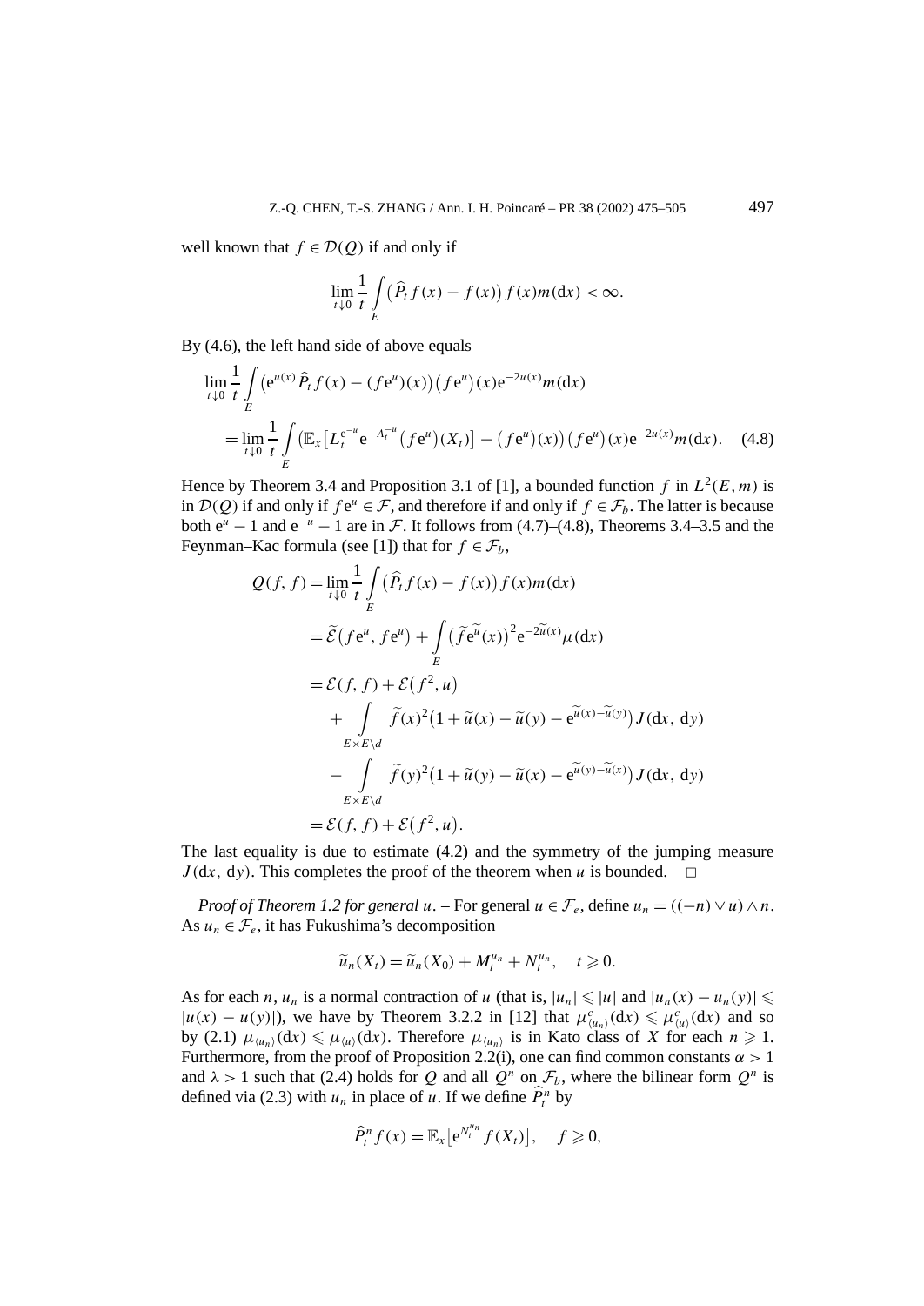well known that $f \in \mathcal{D}(Q)$ if and only if

$$\lim_{t\downarrow 0} \frac{1}{t} \int_E \big(\widehat{P}_t f(x) - f(x)\big) f(x) m(\mathrm{d}x) < \infty.$$

By (4.6), the left hand side of above equals

$$\begin{aligned}
&\lim_{t\downarrow 0} \frac{1}{t} \int_E \big(\mathrm{e}^{u(x)} \widehat{P}_t f(x) - (f\mathrm{e}^u)(x)\big)\big(f\mathrm{e}^u\big)(x)\mathrm{e}^{-2u(x)} m(\mathrm{d}x) \\
&\quad = \lim_{t\downarrow 0} \frac{1}{t} \int_E \big(\mathbb{E}_x\big[L_t^{\mathrm{e}^{-u}} \mathrm{e}^{-A_t^{-u}} \big(f\mathrm{e}^u\big)(X_t)\big] - \big(f\mathrm{e}^u\big)(x)\big)\big(f\mathrm{e}^u\big)(x)\mathrm{e}^{-2u(x)} m(\mathrm{d}x). \quad (4.8)
\end{aligned}$$

Hence by Theorem 3.4 and Proposition 3.1 of [1], a bounded function $f$ in $L^2(E,m)$ is in $\mathcal{D}(Q)$ if and only if $f\mathrm{e}^u \in \mathcal{F}$, and therefore if and only if $f \in \mathcal{F}_b$. The latter is because both $\mathrm{e}^u - 1$ and $\mathrm{e}^{-u} - 1$ are in $\mathcal{F}$. It follows from (4.7)–(4.8), Theorems 3.4–3.5 and the Feynman–Kac formula (see [1]) that for $f \in \mathcal{F}_b$,

$$\begin{aligned}
Q(f,f) &= \lim_{t\downarrow 0} \frac{1}{t} \int_E \big(\widehat{P}_t f(x) - f(x)\big) f(x) m(\mathrm{d}x) \\
&= \widetilde{\mathcal{E}}\big(f\mathrm{e}^u, f\mathrm{e}^u\big) + \int_E \big(\widetilde{f}\mathrm{e}^{\widetilde{u}}(x)\big)^2 \mathrm{e}^{-2\widetilde{u}(x)} \mu(\mathrm{d}x) \\
&= \mathcal{E}(f,f) + \mathcal{E}\big(f^2, u\big) \\
&\quad + \int_{E\times E\setminus d} \widetilde{f}(x)^2\big(1 + \widetilde{u}(x) - \widetilde{u}(y) - \mathrm{e}^{\widetilde{u}(x) - \widetilde{u}(y)}\big) J(\mathrm{d}x, \mathrm{d}y) \\
&\quad - \int_{E\times E\setminus d} \widetilde{f}(y)^2\big(1 + \widetilde{u}(y) - \widetilde{u}(x) - \mathrm{e}^{\widetilde{u}(y) - \widetilde{u}(x)}\big) J(\mathrm{d}x, \mathrm{d}y) \\
&= \mathcal{E}(f,f) + \mathcal{E}\big(f^2, u\big).
\end{aligned}$$

The last equality is due to estimate (4.2) and the symmetry of the jumping measure $J(\mathrm{d}x, \mathrm{d}y)$. This completes the proof of the theorem when $u$ is bounded. □

*Proof of Theorem 1.2 for general u.* – For general $u \in \mathcal{F}_e$, define $u_n = ((-n) \vee u) \wedge n$. As $u_n \in \mathcal{F}_e$, it has Fukushima's decomposition

$$\widetilde{u}_n(X_t) = \widetilde{u}_n(X_0) + M_t^{u_n} + N_t^{u_n}, \quad t \geqslant 0.$$

As for each $n$, $u_n$ is a normal contraction of $u$ (that is, $|u_n| \leqslant |u|$ and $|u_n(x) - u_n(y)| \leqslant |u(x) - u(y)|$), we have by Theorem 3.2.2 in [12] that $\mu^c_{\langle u_n\rangle}(\mathrm{d}x) \leqslant \mu^c_{\langle u\rangle}(\mathrm{d}x)$ and so by (2.1) $\mu_{\langle u_n\rangle}(\mathrm{d}x) \leqslant \mu_{\langle u\rangle}(\mathrm{d}x)$. Therefore $\mu_{\langle u_n\rangle}$ is in Kato class of $X$ for each $n \geqslant 1$. Furthermore, from the proof of Proposition 2.2(i), one can find common constants $\alpha > 1$ and $\lambda > 1$ such that (2.4) holds for $Q$ and all $Q^n$ on $\mathcal{F}_b$, where the bilinear form $Q^n$ is defined via (2.3) with $u_n$ in place of $u$. If we define $\widehat{P}_t^n$ by

$$\widehat{P}_t^n f(x) = \mathbb{E}_x\big[\mathrm{e}^{N_t^{u_n}} f(X_t)\big], \quad f \geqslant 0,$$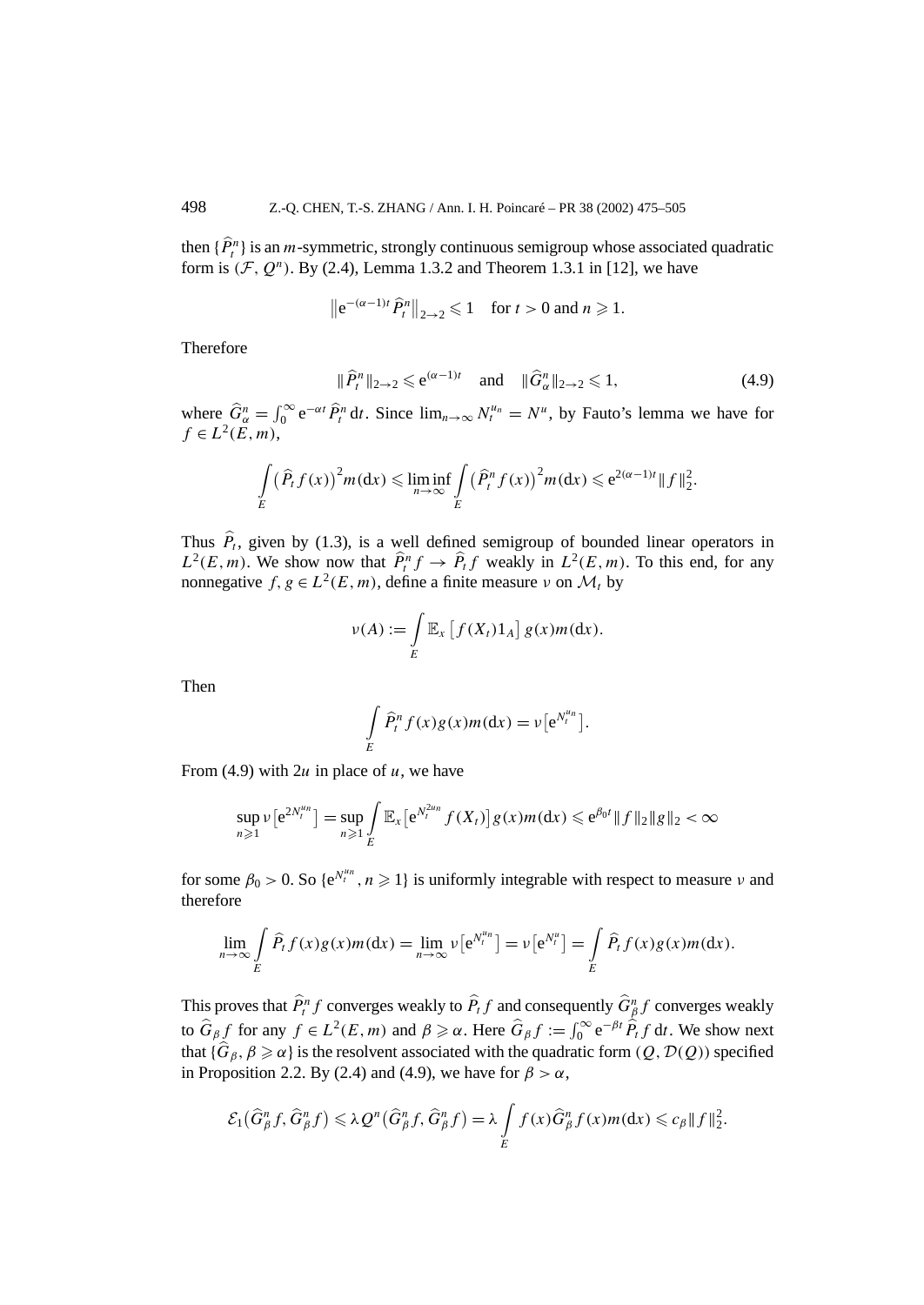then $\{\widehat{P}_t^n\}$ is an $m$-symmetric, strongly continuous semigroup whose associated quadratic form is $(\mathcal{F}, Q^n)$. By (2.4), Lemma 1.3.2 and Theorem 1.3.1 in [12], we have

$$\left\| \mathrm{e}^{-(\alpha-1)t} \widehat{P}_t^n \right\|_{2\to 2} \leqslant 1 \quad \text{for } t>0 \text{ and } n \geqslant 1.$$

Therefore

$$\| \widehat{P}_t^n \|_{2\to 2} \leqslant \mathrm{e}^{(\alpha-1)t} \quad \text{and} \quad \| \widehat{G}_\alpha^n \|_{2\to 2} \leqslant 1, \tag{4.9}$$

where $\widehat{G}_\alpha^n = \int_0^\infty \mathrm{e}^{-\alpha t} \widehat{P}_t^n \, \mathrm{d}t$. Since $\lim_{n\to\infty} N_t^{u_n} = N^u$, by Fauto's lemma we have for $f \in L^2(E, m)$,

$$\int_E \left( \widehat{P}_t f(x) \right)^2 m(\mathrm{d}x) \leqslant \liminf_{n\to\infty} \int_E \left( \widehat{P}_t^n f(x) \right)^2 m(\mathrm{d}x) \leqslant \mathrm{e}^{2(\alpha-1)t} \|f\|_2^2.$$

Thus $\widehat{P}_t$, given by (1.3), is a well defined semigroup of bounded linear operators in $L^2(E, m)$. We show now that $\widehat{P}_t^n f \to \widehat{P}_t f$ weakly in $L^2(E, m)$. To this end, for any nonnegative $f, g \in L^2(E, m)$, define a finite measure $\nu$ on $\mathcal{M}_t$ by

$$\nu(A) := \int_E \mathbb{E}_x \left[ f(X_t) 1_A \right] g(x) m(\mathrm{d}x).$$

Then

$$\int_E \widehat{P}_t^n f(x) g(x) m(\mathrm{d}x) = \nu\left[ \mathrm{e}^{N_t^{u_n}} \right].$$

From (4.9) with $2u$ in place of $u$, we have

$$\sup_{n\geqslant 1} \nu\left[ \mathrm{e}^{2N_t^{u_n}} \right] = \sup_{n\geqslant 1} \int_E \mathbb{E}_x\left[ \mathrm{e}^{N_t^{2u_n}} f(X_t) \right] g(x) m(\mathrm{d}x) \leqslant \mathrm{e}^{\beta_0 t} \|f\|_2 \|g\|_2 < \infty$$

for some $\beta_0 > 0$. So $\{\mathrm{e}^{N_t^{u_n}}, n \geqslant 1\}$ is uniformly integrable with respect to measure $\nu$ and therefore

$$\lim_{n\to\infty} \int_E \widehat{P}_t f(x) g(x) m(\mathrm{d}x) = \lim_{n\to\infty} \nu\left[ \mathrm{e}^{N_t^{u_n}} \right] = \nu\left[ \mathrm{e}^{N_t^u} \right] = \int_E \widehat{P}_t f(x) g(x) m(\mathrm{d}x).$$

This proves that $\widehat{P}_t^n f$ converges weakly to $\widehat{P}_t f$ and consequently $\widehat{G}_\beta^n f$ converges weakly to $\widehat{G}_\beta f$ for any $f \in L^2(E, m)$ and $\beta \geqslant \alpha$. Here $\widehat{G}_\beta f := \int_0^\infty \mathrm{e}^{-\beta t} \widehat{P}_t f \, \mathrm{d}t$. We show next that $\{\widehat{G}_\beta, \beta \geqslant \alpha\}$ is the resolvent associated with the quadratic form $(Q, \mathcal{D}(Q))$ specified in Proposition 2.2. By (2.4) and (4.9), we have for $\beta > \alpha$,

$$\mathcal{E}_1\left( \widehat{G}_\beta^n f, \widehat{G}_\beta^n f \right) \leqslant \lambda Q^n\left( \widehat{G}_\beta^n f, \widehat{G}_\beta^n f \right) = \lambda \int_E f(x) \widehat{G}_\beta^n f(x) m(\mathrm{d}x) \leqslant c_\beta \|f\|_2^2.$$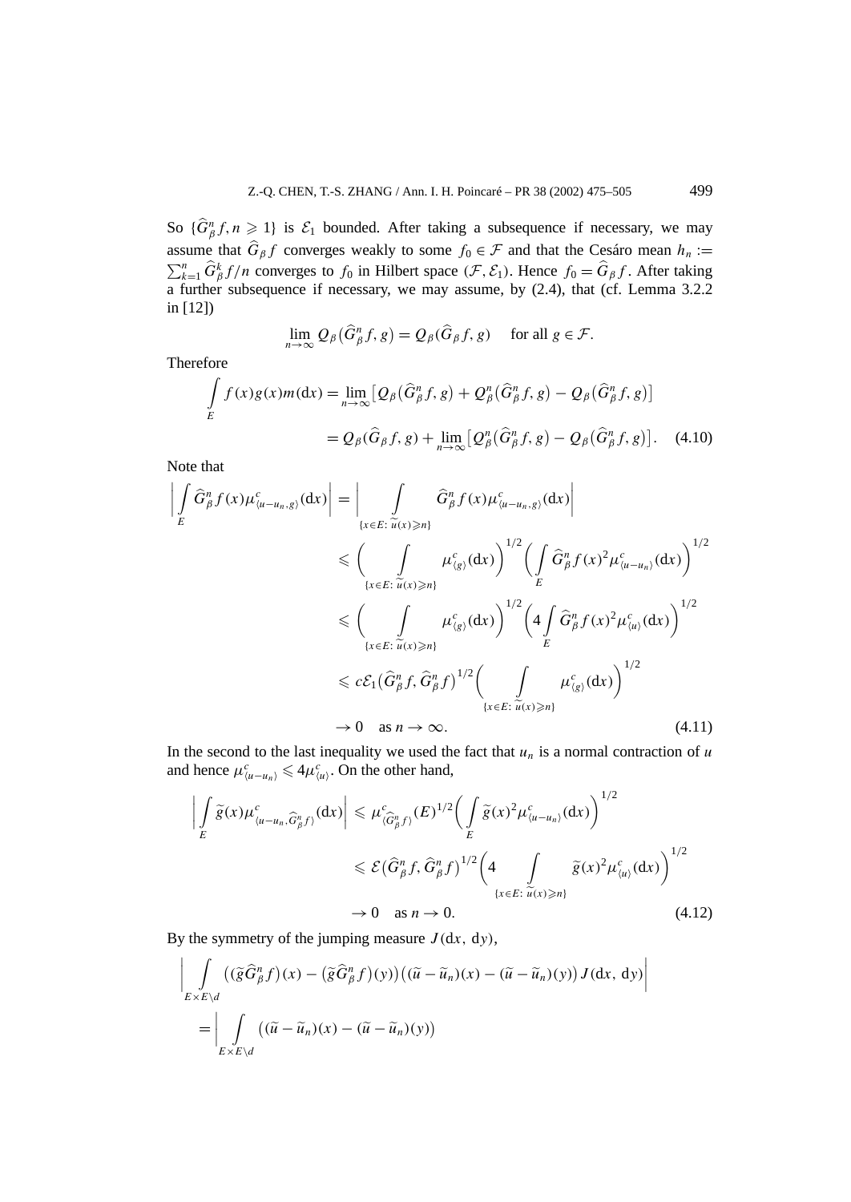So $\{\widehat{G}^n_\beta f, n \geqslant 1\}$ is $\mathcal{E}_1$ bounded. After taking a subsequence if necessary, we may assume that $\widehat{G}_\beta f$ converges weakly to some $f_0 \in \mathcal{F}$ and that the Cesáro mean $h_n := \sum_{k=1}^n \widehat{G}^k_\beta f/n$ converges to $f_0$ in Hilbert space $(\mathcal{F}, \mathcal{E}_1)$. Hence $f_0 = \widehat{G}_\beta f$. After taking a further subsequence if necessary, we may assume, by (2.4), that (cf. Lemma 3.2.2 in [12])

$$\lim_{n\to\infty} Q_\beta\big(\widehat{G}^n_\beta f, g\big) = Q_\beta\big(\widehat{G}_\beta f, g\big) \quad \text{for all } g \in \mathcal{F}.$$

Therefore

$$\begin{aligned}
\int_E f(x)g(x)m(\mathrm{d}x) &= \lim_{n\to\infty}\big[Q_\beta\big(\widehat{G}^n_\beta f, g\big) + Q^n_\beta\big(\widehat{G}^n_\beta f, g\big) - Q_\beta\big(\widehat{G}^n_\beta f, g\big)\big] \\
&= Q_\beta\big(\widehat{G}_\beta f, g\big) + \lim_{n\to\infty}\big[Q^n_\beta\big(\widehat{G}^n_\beta f, g\big) - Q_\beta\big(\widehat{G}^n_\beta f, g\big)\big]. \qquad (4.10)
\end{aligned}$$

Note that

$$\begin{aligned}
\left|\int_E \widehat{G}^n_\beta f(x)\mu^c_{\langle u-u_n, g\rangle}(\mathrm{d}x)\right| &= \left|\int_{\{x\in E:\, \widetilde{u}(x)\geqslant n\}} \widehat{G}^n_\beta f(x)\mu^c_{\langle u-u_n, g\rangle}(\mathrm{d}x)\right| \\
&\leqslant \left(\int_{\{x\in E:\, \widetilde{u}(x)\geqslant n\}} \mu^c_{\langle g\rangle}(\mathrm{d}x)\right)^{1/2}\left(\int_E \widehat{G}^n_\beta f(x)^2\mu^c_{\langle u-u_n\rangle}(\mathrm{d}x)\right)^{1/2} \\
&\leqslant \left(\int_{\{x\in E:\, \widetilde{u}(x)\geqslant n\}} \mu^c_{\langle g\rangle}(\mathrm{d}x)\right)^{1/2}\left(4\int_E \widehat{G}^n_\beta f(x)^2\mu^c_{\langle u\rangle}(\mathrm{d}x)\right)^{1/2} \\
&\leqslant c\,\mathcal{E}_1\big(\widehat{G}^n_\beta f, \widehat{G}^n_\beta f\big)^{1/2}\left(\int_{\{x\in E:\, \widetilde{u}(x)\geqslant n\}} \mu^c_{\langle g\rangle}(\mathrm{d}x)\right)^{1/2} \\
&\to 0 \quad \text{as } n\to\infty. \qquad (4.11)
\end{aligned}$$

In the second to the last inequality we used the fact that $u_n$ is a normal contraction of $u$ and hence $\mu^c_{\langle u-u_n\rangle} \leqslant 4\mu^c_{\langle u\rangle}$. On the other hand,

$$\begin{aligned}
\left|\int_E \widetilde{g}(x)\mu^c_{\langle u-u_n, \widehat{G}^n_\beta f\rangle}(\mathrm{d}x)\right| &\leqslant \mu^c_{\langle \widehat{G}^n_\beta f\rangle}(E)^{1/2}\left(\int_E \widetilde{g}(x)^2\mu^c_{\langle u-u_n\rangle}(\mathrm{d}x)\right)^{1/2} \\
&\leqslant \mathcal{E}\big(\widehat{G}^n_\beta f, \widehat{G}^n_\beta f\big)^{1/2}\left(4\int_{\{x\in E:\, \widetilde{u}(x)\geqslant n\}} \widetilde{g}(x)^2\mu^c_{\langle u\rangle}(\mathrm{d}x)\right)^{1/2} \\
&\to 0 \quad \text{as } n\to 0. \qquad (4.12)
\end{aligned}$$

By the symmetry of the jumping measure $J(\mathrm{d}x,\, \mathrm{d}y)$,

$$\begin{aligned}
&\left|\int_{E\times E\setminus d} \big((\widetilde{g}\widehat{G}^n_\beta f)(x) - (\widetilde{g}\widehat{G}^n_\beta f)(y)\big)\big((\widetilde{u}-\widetilde{u}_n)(x) - (\widetilde{u}-\widetilde{u}_n)(y)\big)J(\mathrm{d}x,\, \mathrm{d}y)\right| \\
&= \left|\int_{E\times E\setminus d} \big((\widetilde{u}-\widetilde{u}_n)(x) - (\widetilde{u}-\widetilde{u}_n)(y)\big)\right.
\end{aligned}$$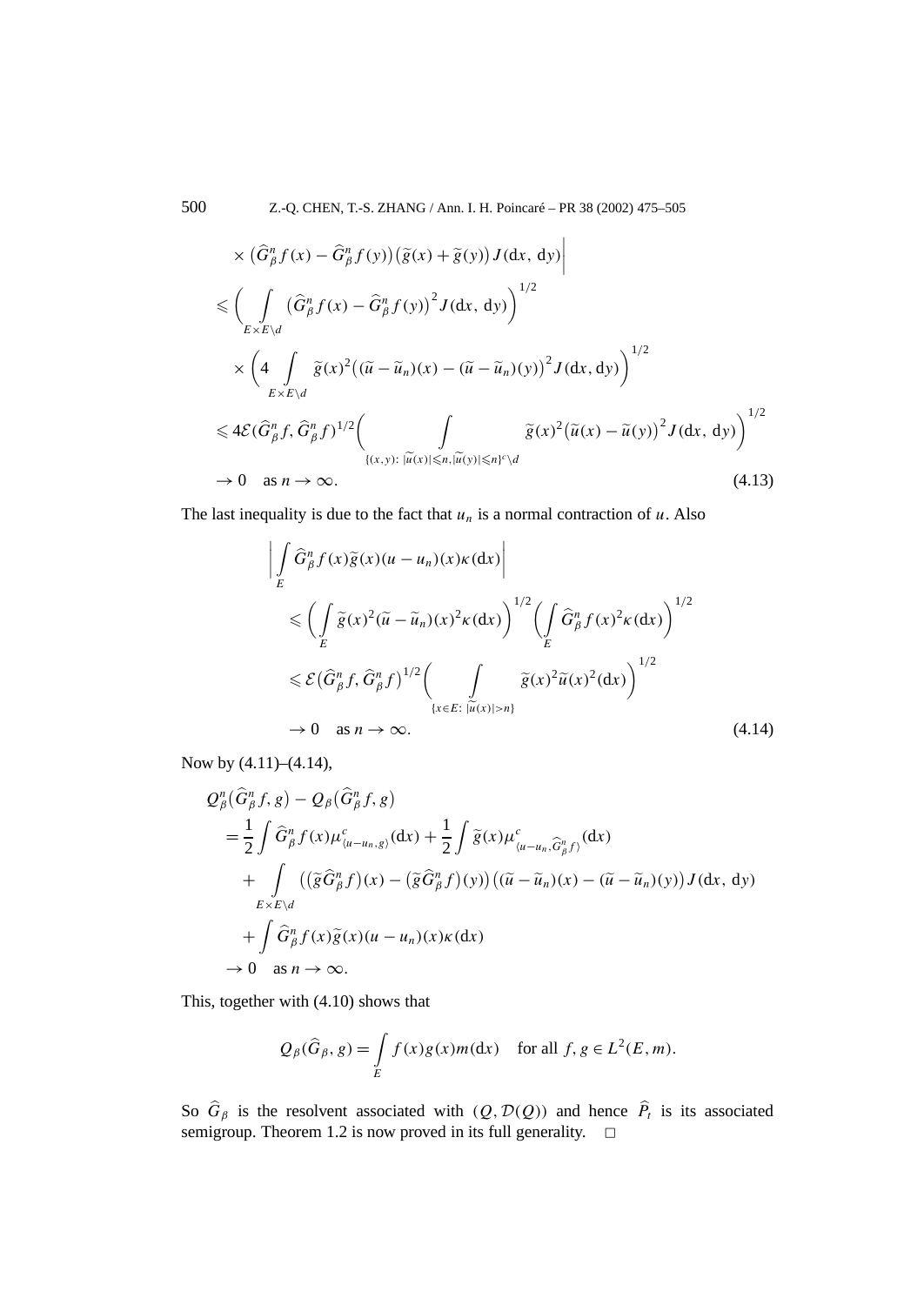$$
\begin{aligned}
&\times \left(\widehat{G}^n_\beta f(x) - \widehat{G}^n_\beta f(y)\right)\left(\widetilde{g}(x) + \widetilde{g}(y)\right) J(\mathrm{d}x,\, \mathrm{d}y)\Bigg| \\
&\leqslant \Bigg(\int\limits_{E\times E\setminus d} \left(\widehat{G}^n_\beta f(x) - \widehat{G}^n_\beta f(y)\right)^2 J(\mathrm{d}x,\, \mathrm{d}y)\Bigg)^{1/2} \\
&\quad \times \Bigg(4 \int\limits_{E\times E\setminus d} \widetilde{g}(x)^2 \left((\widetilde{u} - \widetilde{u}_n)(x) - (\widetilde{u} - \widetilde{u}_n)(y)\right)^2 J(\mathrm{d}x, \mathrm{d}y)\Bigg)^{1/2} \\
&\leqslant 4\mathcal{E}(\widehat{G}^n_\beta f, \widehat{G}^n_\beta f)^{1/2} \Bigg(\int\limits_{\{(x,y):\, |\widetilde{u}(x)|\leqslant n, |\widetilde{u}(y)|\leqslant n\}^c\setminus d} \widetilde{g}(x)^2 \left(\widetilde{u}(x) - \widetilde{u}(y)\right)^2 J(\mathrm{d}x,\, \mathrm{d}y)\Bigg)^{1/2} \\
&\to 0 \quad \text{as } n \to \infty. 
\end{aligned}
\tag{4.13}
$$

The last inequality is due to the fact that $u_n$ is a normal contraction of $u$. Also

$$
\begin{aligned}
&\Bigg| \int\limits_E \widehat{G}^n_\beta f(x) \widetilde{g}(x)(u - u_n)(x) \kappa(\mathrm{d}x)\Bigg| \\
&\quad \leqslant \Bigg(\int\limits_E \widetilde{g}(x)^2 (\widetilde{u} - \widetilde{u}_n)(x)^2 \kappa(\mathrm{d}x)\Bigg)^{1/2} \Bigg(\int\limits_E \widehat{G}^n_\beta f(x)^2 \kappa(\mathrm{d}x)\Bigg)^{1/2} \\
&\quad \leqslant \mathcal{E}\left(\widehat{G}^n_\beta f, \widehat{G}^n_\beta f\right)^{1/2} \Bigg(\int\limits_{\{x\in E:\, |\widetilde{u}(x)|>n\}} \widetilde{g}(x)^2 \widetilde{u}(x)^2 (\mathrm{d}x)\Bigg)^{1/2} \\
&\quad \to 0 \quad \text{as } n \to \infty.
\end{aligned}
\tag{4.14}
$$

Now by (4.11)–(4.14),

$$
\begin{aligned}
&Q^n_\beta\left(\widehat{G}^n_\beta f, g\right) - Q_\beta\left(\widehat{G}^n_\beta f, g\right) \\
&= \frac{1}{2} \int \widehat{G}^n_\beta f(x) \mu^c_{\langle u-u_n, g\rangle}(\mathrm{d}x) + \frac{1}{2} \int \widetilde{g}(x) \mu^c_{\langle u-u_n, \widehat{G}^n_\beta f\rangle}(\mathrm{d}x) \\
&\quad + \int\limits_{E\times E\setminus d} \left(\left(\widetilde{g}\widehat{G}^n_\beta f\right)(x) - \left(\widetilde{g}\widehat{G}^n_\beta f\right)(y)\right)\left((\widetilde{u} - \widetilde{u}_n)(x) - (\widetilde{u} - \widetilde{u}_n)(y)\right) J(\mathrm{d}x,\, \mathrm{d}y) \\
&\quad + \int \widehat{G}^n_\beta f(x) \widetilde{g}(x)(u - u_n)(x) \kappa(\mathrm{d}x) \\
&\to 0 \quad \text{as } n \to \infty.
\end{aligned}
$$

This, together with (4.10) shows that

$$
Q_\beta(\widehat{G}_\beta, g) = \int\limits_E f(x) g(x) m(\mathrm{d}x) \quad \text{for all } f, g \in L^2(E, m).
$$

So $\widehat{G}_\beta$ is the resolvent associated with $(Q, \mathcal{D}(Q))$ and hence $\widehat{P}_t$ is its associated semigroup. Theorem 1.2 is now proved in its full generality. $\square$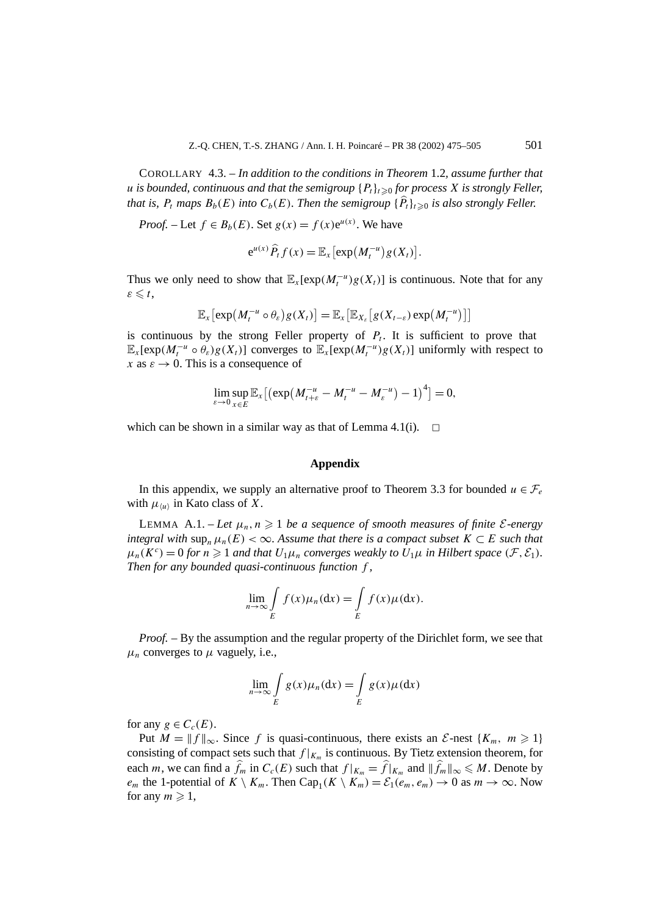COROLLARY 4.3. – *In addition to the conditions in Theorem* 1.2*, assume further that* $u$ *is bounded, continuous and that the semigroup* $\{P_t\}_{t\geqslant 0}$ *for process* $X$ *is strongly Feller, that is,* $P_t$ *maps* $B_b(E)$ *into* $C_b(E)$*. Then the semigroup* $\{\widehat{P}_t\}_{t\geqslant 0}$ *is also strongly Feller.*

*Proof.* – Let $f \in B_b(E)$. Set $g(x) = f(x)\mathrm{e}^{u(x)}$. We have

$$\mathrm{e}^{u(x)}\widehat{P}_t f(x) = \mathbb{E}_x\left[\exp\left(M_t^{-u}\right)g(X_t)\right].$$

Thus we only need to show that $\mathbb{E}_x[\exp(M_t^{-u})g(X_t)]$ is continuous. Note that for any $\varepsilon \leqslant t$,

$$\mathbb{E}_x\left[\exp\left(M_t^{-u}\circ\theta_\varepsilon\right)g(X_t)\right] = \mathbb{E}_x\left[\mathbb{E}_{X_\varepsilon}\left[g(X_{t-\varepsilon})\exp\left(M_t^{-u}\right)\right]\right]$$

is continuous by the strong Feller property of $P_t$. It is sufficient to prove that $\mathbb{E}_x[\exp(M_t^{-u}\circ\theta_\varepsilon)g(X_t)]$ converges to $\mathbb{E}_x[\exp(M_t^{-u})g(X_t)]$ uniformly with respect to $x$ as $\varepsilon \to 0$. This is a consequence of

$$\lim_{\varepsilon\to 0}\sup_{x\in E}\mathbb{E}_x\left[\left(\exp\left(M_{t+\varepsilon}^{-u} - M_t^{-u} - M_\varepsilon^{-u}\right) - 1\right)^4\right] = 0,$$

which can be shown in a similar way as that of Lemma 4.1(i). $\square$

## Appendix

In this appendix, we supply an alternative proof to Theorem 3.3 for bounded $u \in \mathcal{F}_e$ with $\mu_{\langle u\rangle}$ in Kato class of $X$.

LEMMA A.1. – *Let* $\mu_n, n \geqslant 1$ *be a sequence of smooth measures of finite* $\mathcal{E}$*-energy integral with* $\sup_n \mu_n(E) < \infty$*. Assume that there is a compact subset* $K \subset E$ *such that* $\mu_n(K^c) = 0$ *for* $n \geqslant 1$ *and that* $U_1\mu_n$ *converges weakly to* $U_1\mu$ *in Hilbert space* $(\mathcal{F}, \mathcal{E}_1)$*. Then for any bounded quasi-continuous function* $f$*,*

$$\lim_{n\to\infty}\int_E f(x)\mu_n(\mathrm{d}x) = \int_E f(x)\mu(\mathrm{d}x).$$

*Proof.* – By the assumption and the regular property of the Dirichlet form, we see that $\mu_n$ converges to $\mu$ vaguely, i.e.,

$$\lim_{n\to\infty}\int_E g(x)\mu_n(\mathrm{d}x) = \int_E g(x)\mu(\mathrm{d}x)$$

for any $g \in C_c(E)$.

Put $M = \|f\|_\infty$. Since $f$ is quasi-continuous, there exists an $\mathcal{E}$-nest $\{K_m, \ m \geqslant 1\}$ consisting of compact sets such that $f|_{K_m}$ is continuous. By Tietz extension theorem, for each $m$, we can find a $\widehat{f}_m$ in $C_c(E)$ such that $f|_{K_m} = \widehat{f}|_{K_m}$ and $\|\widehat{f}_m\|_\infty \leqslant M$. Denote by $e_m$ the 1-potential of $K \setminus K_m$. Then $\mathrm{Cap}_1(K \setminus K_m) = \mathcal{E}_1(e_m, e_m) \to 0$ as $m \to \infty$. Now for any $m \geqslant 1$,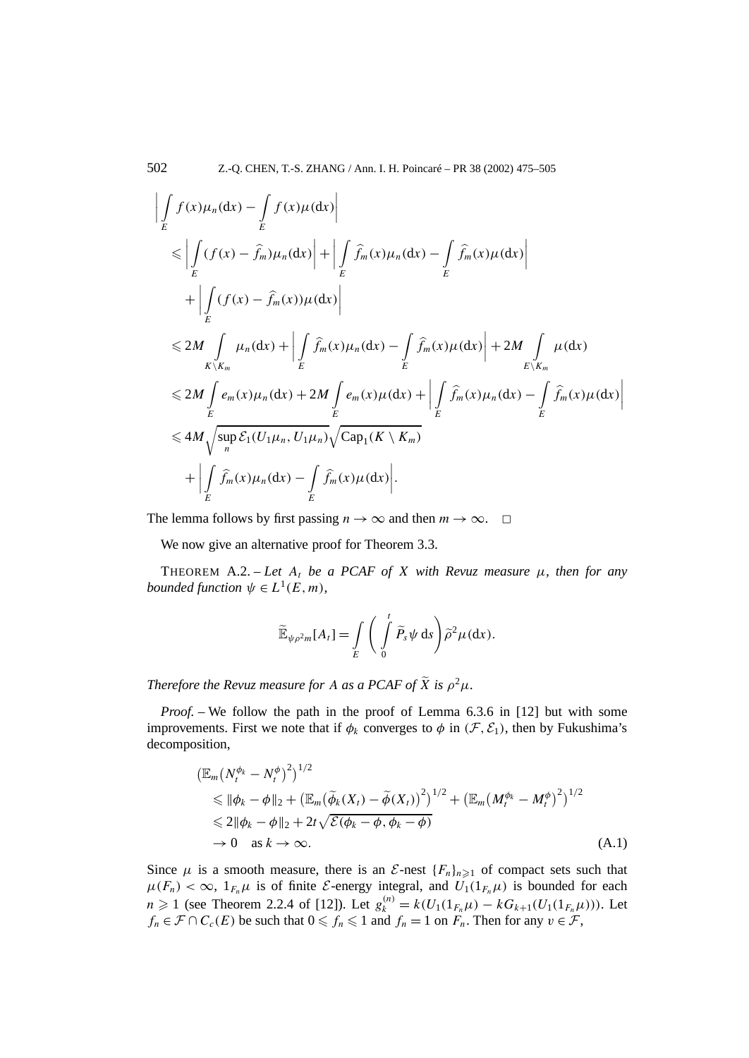$$
\begin{aligned}
&\left| \int_E f(x)\mu_n(\mathrm{d}x) - \int_E f(x)\mu(\mathrm{d}x) \right| \\
&\quad \leqslant \left| \int_E (f(x) - \widehat{f}_m)\mu_n(\mathrm{d}x) \right| + \left| \int_E \widehat{f}_m(x)\mu_n(\mathrm{d}x) - \int_E \widehat{f}_m(x)\mu(\mathrm{d}x) \right| \\
&\qquad + \left| \int_E (f(x) - \widehat{f}_m(x))\mu(\mathrm{d}x) \right| \\
&\quad \leqslant 2M \int_{K\setminus K_m} \mu_n(\mathrm{d}x) + \left| \int_E \widehat{f}_m(x)\mu_n(\mathrm{d}x) - \int_E \widehat{f}_m(x)\mu(\mathrm{d}x) \right| + 2M \int_{E\setminus K_m} \mu(\mathrm{d}x) \\
&\quad \leqslant 2M \int_E e_m(x)\mu_n(\mathrm{d}x) + 2M \int_E e_m(x)\mu(\mathrm{d}x) + \left| \int_E \widehat{f}_m(x)\mu_n(\mathrm{d}x) - \int_E \widehat{f}_m(x)\mu(\mathrm{d}x) \right| \\
&\quad \leqslant 4M \sqrt{\sup_n \mathcal{E}_1(U_1\mu_n, U_1\mu_n)} \sqrt{\mathrm{Cap}_1(K \setminus K_m)} \\
&\qquad + \left| \int_E \widehat{f}_m(x)\mu_n(\mathrm{d}x) - \int_E \widehat{f}_m(x)\mu(\mathrm{d}x) \right|.
\end{aligned}
$$

The lemma follows by first passing $n \to \infty$ and then $m \to \infty$. $\square$

We now give an alternative proof for Theorem 3.3.

THEOREM A.2. – *Let $A_t$ be a PCAF of $X$ with Revuz measure $\mu$, then for any bounded function $\psi \in L^1(E, m)$,*

$$
\widetilde{\mathbb{E}}_{\psi\rho^2 m}[A_t] = \int_E \left( \int_0^t \widetilde{P}_s \psi \, \mathrm{d}s \right) \widetilde{\rho}^2 \mu(\mathrm{d}x).
$$

*Therefore the Revuz measure for $A$ as a PCAF of $\widetilde{X}$ is $\rho^2\mu$.*

*Proof.* – We follow the path in the proof of Lemma 6.3.6 in [12] but with some improvements. First we note that if $\phi_k$ converges to $\phi$ in $(\mathcal{F}, \mathcal{E}_1)$, then by Fukushima's decomposition,

$$
\begin{aligned}
&\left(\mathbb{E}_m\left(N_t^{\phi_k} - N_t^{\phi}\right)^2\right)^{1/2} \\
&\quad \leqslant \|\phi_k - \phi\|_2 + \left(\mathbb{E}_m\left(\widetilde{\phi}_k(X_t) - \widetilde{\phi}(X_t)\right)^2\right)^{1/2} + \left(\mathbb{E}_m\left(M_t^{\phi_k} - M_t^{\phi}\right)^2\right)^{1/2} \\
&\quad \leqslant 2\|\phi_k - \phi\|_2 + 2t\sqrt{\mathcal{E}(\phi_k - \phi, \phi_k - \phi)} \\
&\quad \to 0 \quad \text{as } k \to \infty.
\end{aligned}
\tag{A.1}
$$

Since $\mu$ is a smooth measure, there is an $\mathcal{E}$-nest $\{F_n\}_{n\geqslant 1}$ of compact sets such that $\mu(F_n) < \infty$, $1_{F_n}\mu$ is of finite $\mathcal{E}$-energy integral, and $U_1(1_{F_n}\mu)$ is bounded for each $n \geqslant 1$ (see Theorem 2.2.4 of [12]). Let $g_k^{(n)} = k(U_1(1_{F_n}\mu) - kG_{k+1}(U_1(1_{F_n}\mu)))$. Let $f_n \in \mathcal{F} \cap C_c(E)$ be such that $0 \leqslant f_n \leqslant 1$ and $f_n = 1$ on $F_n$. Then for any $v \in \mathcal{F}$,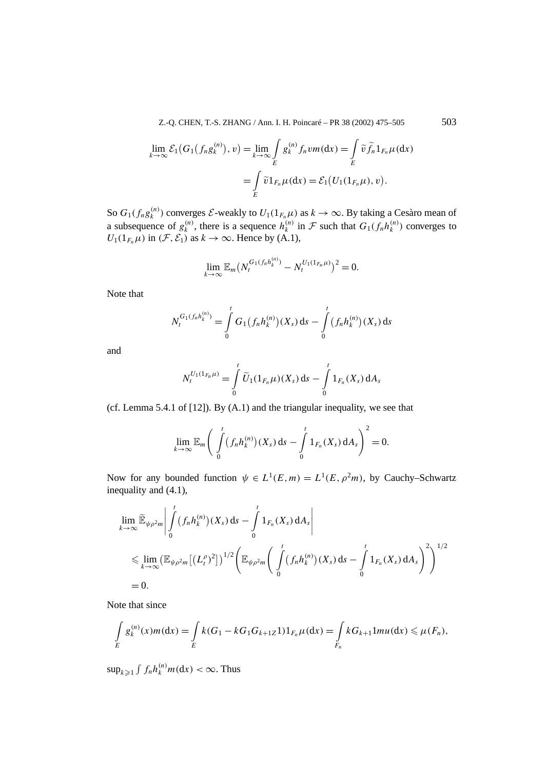$$\lim_{k\to\infty} \mathcal{E}_1\big(G_1(f_n g_k^{(n)}), v\big) = \lim_{k\to\infty} \int_E g_k^{(n)} f_n v m(\mathrm{d}x) = \int_E \widetilde{v} \widetilde{f}_n 1_{F_n} \mu(\mathrm{d}x)$$
$$= \int_E \widetilde{v} 1_{F_n} \mu(\mathrm{d}x) = \mathcal{E}_1\big(U_1(1_{F_n}\mu), v\big).$$

So $G_1(f_n g_k^{(n)})$ converges $\mathcal{E}$-weakly to $U_1(1_{F_n}\mu)$ as $k \to \infty$. By taking a Cesàro mean of a subsequence of $g_k^{(n)}$, there is a sequence $h_k^{(n)}$ in $\mathcal{F}$ such that $G_1(f_n h_k^{(n)})$ converges to $U_1(1_{F_n}\mu)$ in $(\mathcal{F}, \mathcal{E}_1)$ as $k \to \infty$. Hence by (A.1),

$$\lim_{k\to\infty} \mathbb{E}_m\big(N_t^{G_1(f_n h_k^{(n)})} - N_t^{U_1(1_{F_n}\mu)}\big)^2 = 0.$$

Note that

$$N_t^{G_1(f_n h_k^{(n)})} = \int_0^t G_1\big(f_n h_k^{(n)}\big)(X_s)\,\mathrm{d}s - \int_0^t \big(f_n h_k^{(n)}\big)(X_s)\,\mathrm{d}s$$

and

$$N_t^{U_1(1_{F_n}\mu)} = \int_0^t \widetilde{U}_1(1_{F_n}\mu)(X_s)\,\mathrm{d}s - \int_0^t 1_{F_n}(X_s)\,\mathrm{d}A_s$$

(cf. Lemma 5.4.1 of [12]). By (A.1) and the triangular inequality, we see that

$$\lim_{k\to\infty} \mathbb{E}_m\left(\int_0^t \big(f_n h_k^{(n)}\big)(X_s)\,\mathrm{d}s - \int_0^t 1_{F_n}(X_s)\,\mathrm{d}A_s\right)^2 = 0.$$

Now for any bounded function $\psi \in L^1(E, m) = L^1(E, \rho^2 m)$, by Cauchy–Schwartz inequality and (4.1),

$$\lim_{k\to\infty} \widetilde{\mathbb{E}}_{\psi\rho^2 m}\left|\int_0^t \big(f_n h_k^{(n)}\big)(X_s)\,\mathrm{d}s - \int_0^t 1_{F_n}(X_s)\,\mathrm{d}A_s\right|$$
$$\leqslant \lim_{k\to\infty} \big(\mathbb{E}_{\psi\rho^2 m}\big[(L_t^\rho)^2\big]\big)^{1/2}\left(\mathbb{E}_{\psi\rho^2 m}\left(\int_0^t \big(f_n h_k^{(n)}\big)(X_s)\,\mathrm{d}s - \int_0^t 1_{F_n}(X_s)\,\mathrm{d}A_s\right)^2\right)^{1/2}$$
$$= 0.$$

Note that since

$$\int_E g_k^{(n)}(x) m(\mathrm{d}x) = \int_E k(G_1 - kG_1 G_{k+1Z}1) 1_{F_n}\mu(\mathrm{d}x) = \int_{F_n} kG_{k+1}1mu(\mathrm{d}x) \leqslant \mu(F_n),$$

$\sup_{k\geqslant 1} \int f_n h_k^{(n)} m(\mathrm{d}x) < \infty$. Thus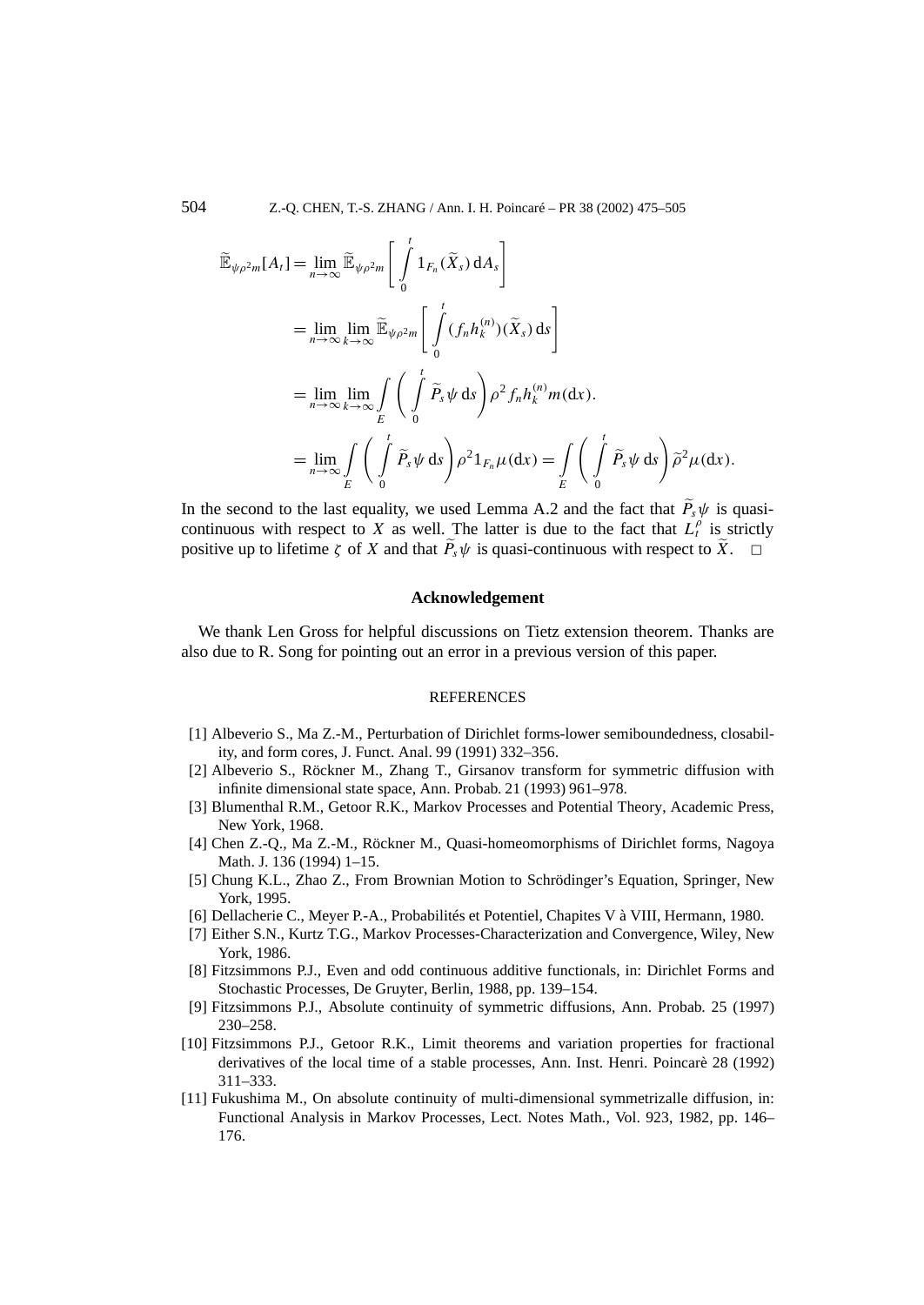$$
\begin{aligned}
\widetilde{\mathbb{E}}_{\psi\rho^2 m}[A_t] &= \lim_{n\to\infty} \widetilde{\mathbb{E}}_{\psi\rho^2 m}\left[\int_0^t 1_{F_n}(\widetilde{X}_s)\,\mathrm{d}A_s\right] \\
&= \lim_{n\to\infty}\lim_{k\to\infty} \widetilde{\mathbb{E}}_{\psi\rho^2 m}\left[\int_0^t (f_n h_k^{(n)})(\widetilde{X}_s)\,\mathrm{d}s\right] \\
&= \lim_{n\to\infty}\lim_{k\to\infty} \int_E \left(\int_0^t \widetilde{P}_s\psi\,\mathrm{d}s\right)\rho^2 f_n h_k^{(n)} m(\mathrm{d}x). \\
&= \lim_{n\to\infty} \int_E \left(\int_0^t \widetilde{P}_s\psi\,\mathrm{d}s\right)\rho^2 1_{F_n}\mu(\mathrm{d}x) = \int_E \left(\int_0^t \widetilde{P}_s\psi\,\mathrm{d}s\right)\widetilde{\rho}^2\mu(\mathrm{d}x).
\end{aligned}
$$

In the second to the last equality, we used Lemma A.2 and the fact that $\widetilde{P}_s\psi$ is quasi-continuous with respect to $X$ as well. The latter is due to the fact that $L_t^\rho$ is strictly positive up to lifetime $\zeta$ of $X$ and that $\widetilde{P}_s\psi$ is quasi-continuous with respect to $\widetilde{X}$. $\square$

## Acknowledgement

We thank Len Gross for helpful discussions on Tietz extension theorem. Thanks are also due to R. Song for pointing out an error in a previous version of this paper.

## REFERENCES

[1] Albeverio S., Ma Z.-M., Perturbation of Dirichlet forms-lower semiboundedness, closability, and form cores, J. Funct. Anal. 99 (1991) 332–356.

[2] Albeverio S., Röckner M., Zhang T., Girsanov transform for symmetric diffusion with infinite dimensional state space, Ann. Probab. 21 (1993) 961–978.

[3] Blumenthal R.M., Getoor R.K., Markov Processes and Potential Theory, Academic Press, New York, 1968.

[4] Chen Z.-Q., Ma Z.-M., Röckner M., Quasi-homeomorphisms of Dirichlet forms, Nagoya Math. J. 136 (1994) 1–15.

[5] Chung K.L., Zhao Z., From Brownian Motion to Schrödinger's Equation, Springer, New York, 1995.

[6] Dellacherie C., Meyer P.-A., Probabilités et Potentiel, Chapites V à VIII, Hermann, 1980.

[7] Either S.N., Kurtz T.G., Markov Processes-Characterization and Convergence, Wiley, New York, 1986.

[8] Fitzsimmons P.J., Even and odd continuous additive functionals, in: Dirichlet Forms and Stochastic Processes, De Gruyter, Berlin, 1988, pp. 139–154.

[9] Fitzsimmons P.J., Absolute continuity of symmetric diffusions, Ann. Probab. 25 (1997) 230–258.

[10] Fitzsimmons P.J., Getoor R.K., Limit theorems and variation properties for fractional derivatives of the local time of a stable processes, Ann. Inst. Henri. Poincarè 28 (1992) 311–333.

[11] Fukushima M., On absolute continuity of multi-dimensional symmetrizalle diffusion, in: Functional Analysis in Markov Processes, Lect. Notes Math., Vol. 923, 1982, pp. 146–176.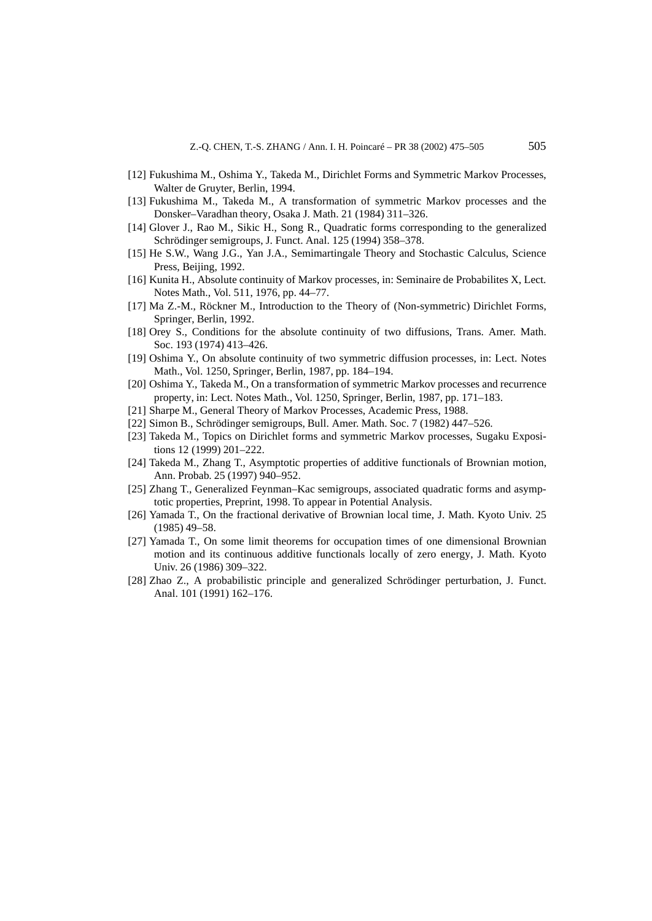[12] Fukushima M., Oshima Y., Takeda M., Dirichlet Forms and Symmetric Markov Processes, Walter de Gruyter, Berlin, 1994.

[13] Fukushima M., Takeda M., A transformation of symmetric Markov processes and the Donsker–Varadhan theory, Osaka J. Math. 21 (1984) 311–326.

[14] Glover J., Rao M., Sikic H., Song R., Quadratic forms corresponding to the generalized Schrödinger semigroups, J. Funct. Anal. 125 (1994) 358–378.

[15] He S.W., Wang J.G., Yan J.A., Semimartingale Theory and Stochastic Calculus, Science Press, Beijing, 1992.

[16] Kunita H., Absolute continuity of Markov processes, in: Seminaire de Probabilites X, Lect. Notes Math., Vol. 511, 1976, pp. 44–77.

[17] Ma Z.-M., Röckner M., Introduction to the Theory of (Non-symmetric) Dirichlet Forms, Springer, Berlin, 1992.

[18] Orey S., Conditions for the absolute continuity of two diffusions, Trans. Amer. Math. Soc. 193 (1974) 413–426.

[19] Oshima Y., On absolute continuity of two symmetric diffusion processes, in: Lect. Notes Math., Vol. 1250, Springer, Berlin, 1987, pp. 184–194.

[20] Oshima Y., Takeda M., On a transformation of symmetric Markov processes and recurrence property, in: Lect. Notes Math., Vol. 1250, Springer, Berlin, 1987, pp. 171–183.

[21] Sharpe M., General Theory of Markov Processes, Academic Press, 1988.

[22] Simon B., Schrödinger semigroups, Bull. Amer. Math. Soc. 7 (1982) 447–526.

[23] Takeda M., Topics on Dirichlet forms and symmetric Markov processes, Sugaku Expositions 12 (1999) 201–222.

[24] Takeda M., Zhang T., Asymptotic properties of additive functionals of Brownian motion, Ann. Probab. 25 (1997) 940–952.

[25] Zhang T., Generalized Feynman–Kac semigroups, associated quadratic forms and asymptotic properties, Preprint, 1998. To appear in Potential Analysis.

[26] Yamada T., On the fractional derivative of Brownian local time, J. Math. Kyoto Univ. 25 (1985) 49–58.

[27] Yamada T., On some limit theorems for occupation times of one dimensional Brownian motion and its continuous additive functionals locally of zero energy, J. Math. Kyoto Univ. 26 (1986) 309–322.

[28] Zhao Z., A probabilistic principle and generalized Schrödinger perturbation, J. Funct. Anal. 101 (1991) 162–176.